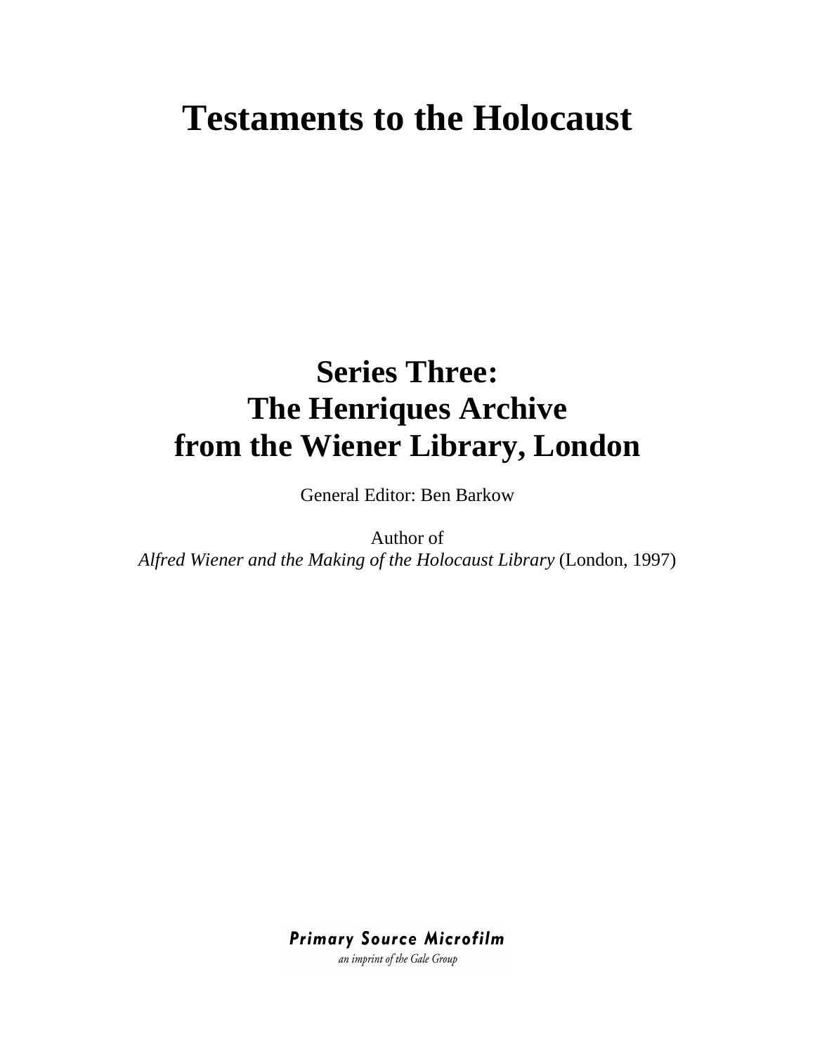# Testaments to the Holocaust

## Series Three:
## The Henriques Archive
## from the Wiener Library, London

General Editor: Ben Barkow

Author of
*Alfred Wiener and the Making of the Holocaust Library* (London, 1997)

***Primary Source Microfilm***
*an imprint of the Gale Group*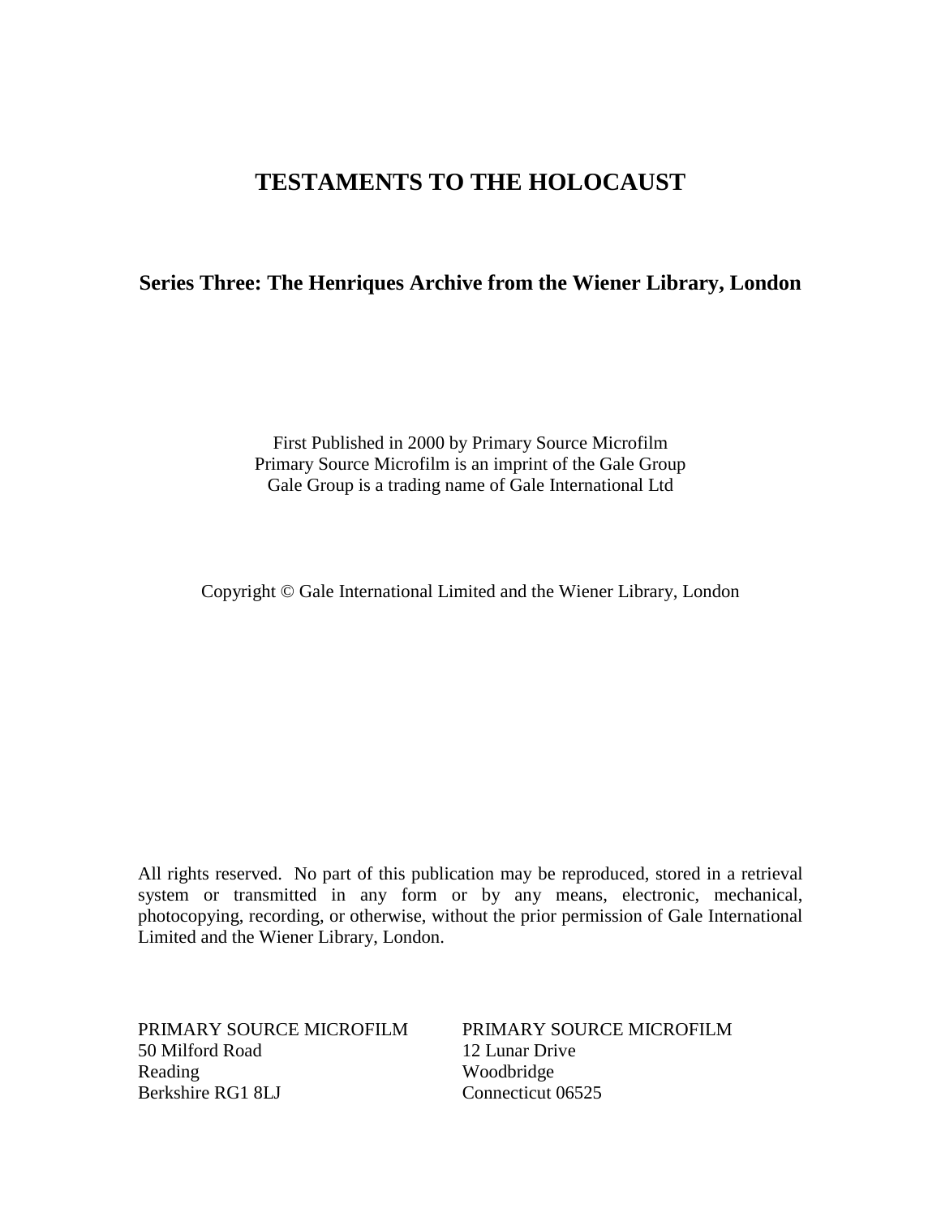# TESTAMENTS TO THE HOLOCAUST

## Series Three: The Henriques Archive from the Wiener Library, London

First Published in 2000 by Primary Source Microfilm
Primary Source Microfilm is an imprint of the Gale Group
Gale Group is a trading name of Gale International Ltd

Copyright © Gale International Limited and the Wiener Library, London

All rights reserved. No part of this publication may be reproduced, stored in a retrieval system or transmitted in any form or by any means, electronic, mechanical, photocopying, recording, or otherwise, without the prior permission of Gale International Limited and the Wiener Library, London.

PRIMARY SOURCE MICROFILM
50 Milford Road
Reading
Berkshire RG1 8LJ

PRIMARY SOURCE MICROFILM
12 Lunar Drive
Woodbridge
Connecticut 06525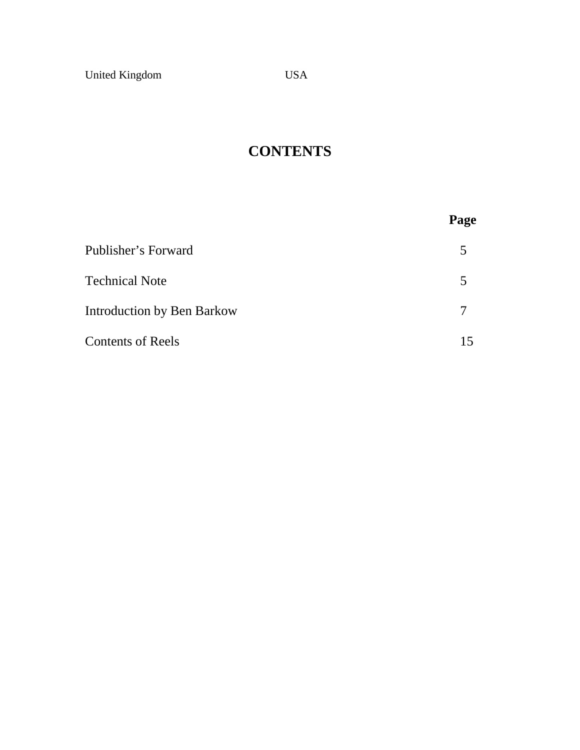United Kingdom USA

# CONTENTS

| | Page |
|---|---|
| Publisher's Forward | 5 |
| Technical Note | 5 |
| Introduction by Ben Barkow | 7 |
| Contents of Reels | 15 |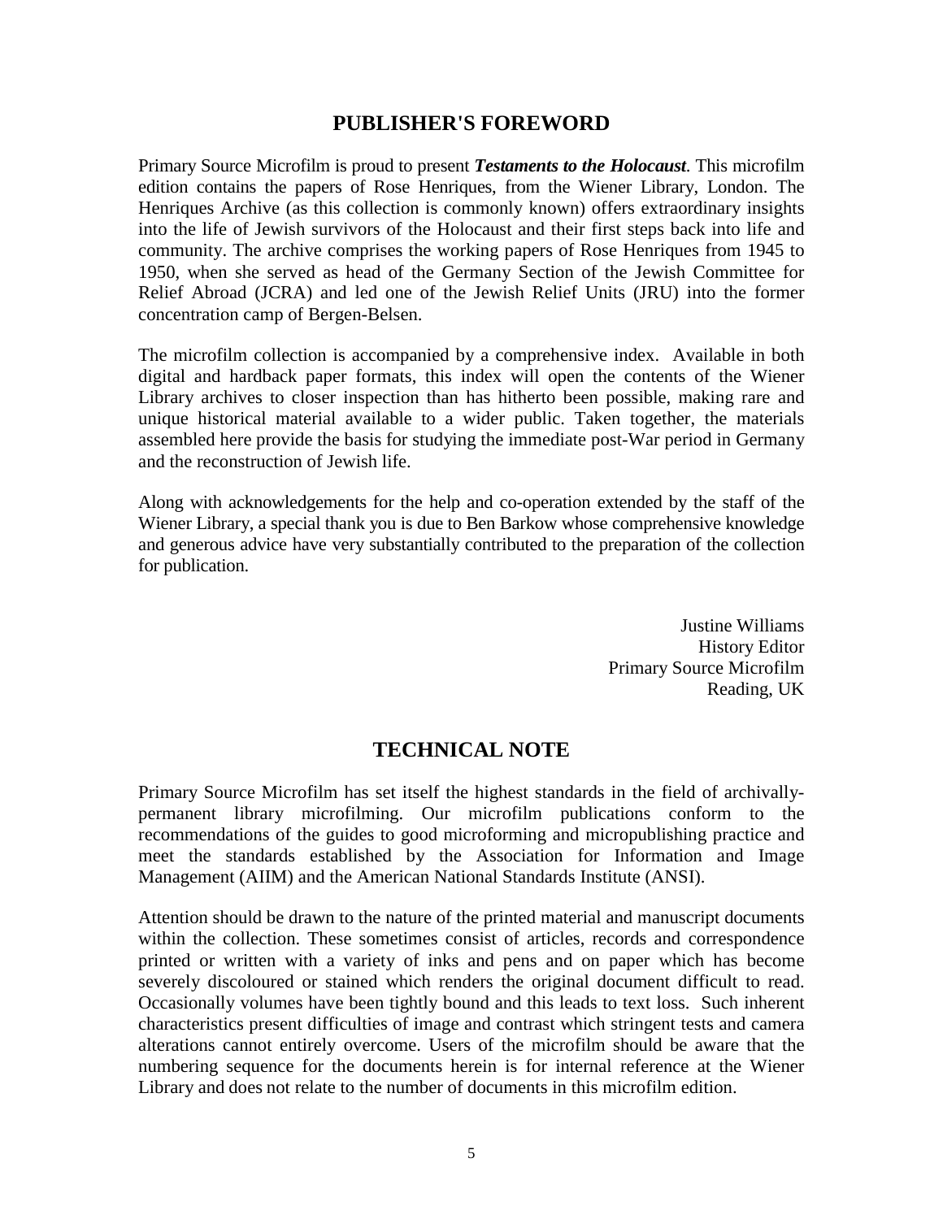## PUBLISHER'S FOREWORD

Primary Source Microfilm is proud to present ***Testaments to the Holocaust***. This microfilm edition contains the papers of Rose Henriques, from the Wiener Library, London. The Henriques Archive (as this collection is commonly known) offers extraordinary insights into the life of Jewish survivors of the Holocaust and their first steps back into life and community. The archive comprises the working papers of Rose Henriques from 1945 to 1950, when she served as head of the Germany Section of the Jewish Committee for Relief Abroad (JCRA) and led one of the Jewish Relief Units (JRU) into the former concentration camp of Bergen-Belsen.

The microfilm collection is accompanied by a comprehensive index. Available in both digital and hardback paper formats, this index will open the contents of the Wiener Library archives to closer inspection than has hitherto been possible, making rare and unique historical material available to a wider public. Taken together, the materials assembled here provide the basis for studying the immediate post-War period in Germany and the reconstruction of Jewish life.

Along with acknowledgements for the help and co-operation extended by the staff of the Wiener Library, a special thank you is due to Ben Barkow whose comprehensive knowledge and generous advice have very substantially contributed to the preparation of the collection for publication.

Justine Williams
History Editor
Primary Source Microfilm
Reading, UK

## TECHNICAL NOTE

Primary Source Microfilm has set itself the highest standards in the field of archivally-permanent library microfilming. Our microfilm publications conform to the recommendations of the guides to good microforming and micropublishing practice and meet the standards established by the Association for Information and Image Management (AIIM) and the American National Standards Institute (ANSI).

Attention should be drawn to the nature of the printed material and manuscript documents within the collection. These sometimes consist of articles, records and correspondence printed or written with a variety of inks and pens and on paper which has become severely discoloured or stained which renders the original document difficult to read. Occasionally volumes have been tightly bound and this leads to text loss. Such inherent characteristics present difficulties of image and contrast which stringent tests and camera alterations cannot entirely overcome. Users of the microfilm should be aware that the numbering sequence for the documents herein is for internal reference at the Wiener Library and does not relate to the number of documents in this microfilm edition.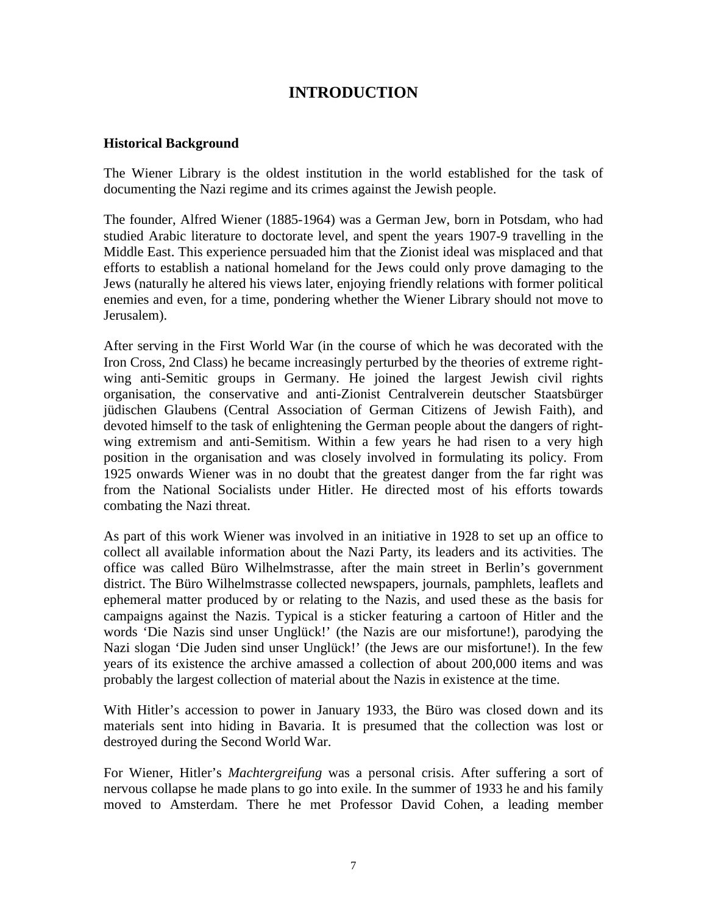# INTRODUCTION

### Historical Background

The Wiener Library is the oldest institution in the world established for the task of documenting the Nazi regime and its crimes against the Jewish people.

The founder, Alfred Wiener (1885-1964) was a German Jew, born in Potsdam, who had studied Arabic literature to doctorate level, and spent the years 1907-9 travelling in the Middle East. This experience persuaded him that the Zionist ideal was misplaced and that efforts to establish a national homeland for the Jews could only prove damaging to the Jews (naturally he altered his views later, enjoying friendly relations with former political enemies and even, for a time, pondering whether the Wiener Library should not move to Jerusalem).

After serving in the First World War (in the course of which he was decorated with the Iron Cross, 2nd Class) he became increasingly perturbed by the theories of extreme right-wing anti-Semitic groups in Germany. He joined the largest Jewish civil rights organisation, the conservative and anti-Zionist Centralverein deutscher Staatsbürger jüdischen Glaubens (Central Association of German Citizens of Jewish Faith), and devoted himself to the task of enlightening the German people about the dangers of right-wing extremism and anti-Semitism. Within a few years he had risen to a very high position in the organisation and was closely involved in formulating its policy. From 1925 onwards Wiener was in no doubt that the greatest danger from the far right was from the National Socialists under Hitler. He directed most of his efforts towards combating the Nazi threat.

As part of this work Wiener was involved in an initiative in 1928 to set up an office to collect all available information about the Nazi Party, its leaders and its activities. The office was called Büro Wilhelmstrasse, after the main street in Berlin's government district. The Büro Wilhelmstrasse collected newspapers, journals, pamphlets, leaflets and ephemeral matter produced by or relating to the Nazis, and used these as the basis for campaigns against the Nazis. Typical is a sticker featuring a cartoon of Hitler and the words 'Die Nazis sind unser Unglück!' (the Nazis are our misfortune!), parodying the Nazi slogan 'Die Juden sind unser Unglück!' (the Jews are our misfortune!). In the few years of its existence the archive amassed a collection of about 200,000 items and was probably the largest collection of material about the Nazis in existence at the time.

With Hitler's accession to power in January 1933, the Büro was closed down and its materials sent into hiding in Bavaria. It is presumed that the collection was lost or destroyed during the Second World War.

For Wiener, Hitler's *Machtergreifung* was a personal crisis. After suffering a sort of nervous collapse he made plans to go into exile. In the summer of 1933 he and his family moved to Amsterdam. There he met Professor David Cohen, a leading member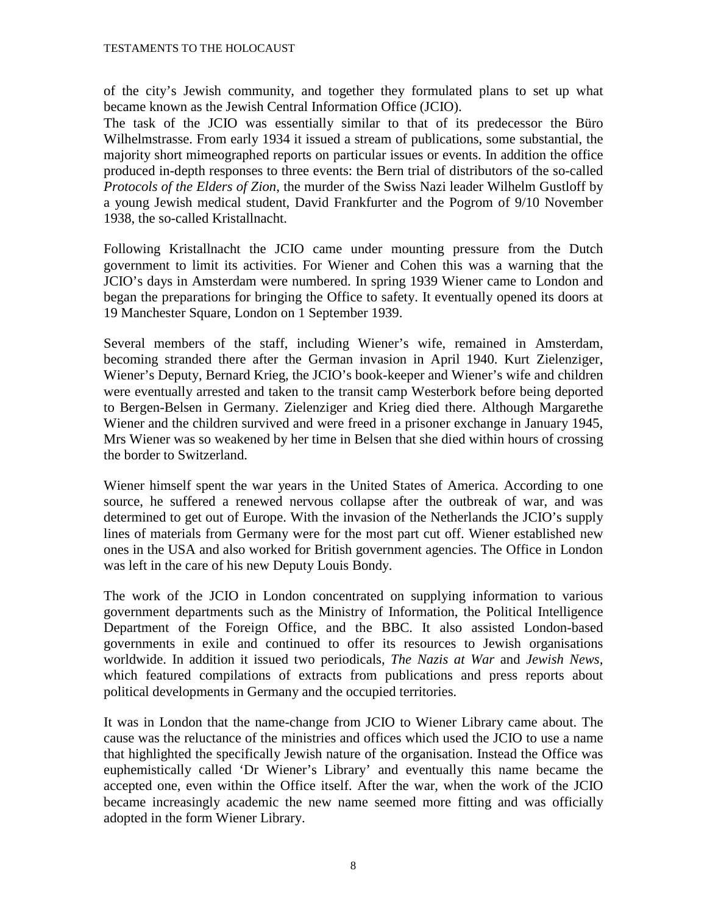of the city's Jewish community, and together they formulated plans to set up what became known as the Jewish Central Information Office (JCIO).

The task of the JCIO was essentially similar to that of its predecessor the Büro Wilhelmstrasse. From early 1934 it issued a stream of publications, some substantial, the majority short mimeographed reports on particular issues or events. In addition the office produced in-depth responses to three events: the Bern trial of distributors of the so-called *Protocols of the Elders of Zion*, the murder of the Swiss Nazi leader Wilhelm Gustloff by a young Jewish medical student, David Frankfurter and the Pogrom of 9/10 November 1938, the so-called Kristallnacht.

Following Kristallnacht the JCIO came under mounting pressure from the Dutch government to limit its activities. For Wiener and Cohen this was a warning that the JCIO's days in Amsterdam were numbered. In spring 1939 Wiener came to London and began the preparations for bringing the Office to safety. It eventually opened its doors at 19 Manchester Square, London on 1 September 1939.

Several members of the staff, including Wiener's wife, remained in Amsterdam, becoming stranded there after the German invasion in April 1940. Kurt Zielenziger, Wiener's Deputy, Bernard Krieg, the JCIO's book-keeper and Wiener's wife and children were eventually arrested and taken to the transit camp Westerbork before being deported to Bergen-Belsen in Germany. Zielenziger and Krieg died there. Although Margarethe Wiener and the children survived and were freed in a prisoner exchange in January 1945, Mrs Wiener was so weakened by her time in Belsen that she died within hours of crossing the border to Switzerland.

Wiener himself spent the war years in the United States of America. According to one source, he suffered a renewed nervous collapse after the outbreak of war, and was determined to get out of Europe. With the invasion of the Netherlands the JCIO's supply lines of materials from Germany were for the most part cut off. Wiener established new ones in the USA and also worked for British government agencies. The Office in London was left in the care of his new Deputy Louis Bondy.

The work of the JCIO in London concentrated on supplying information to various government departments such as the Ministry of Information, the Political Intelligence Department of the Foreign Office, and the BBC. It also assisted London-based governments in exile and continued to offer its resources to Jewish organisations worldwide. In addition it issued two periodicals, *The Nazis at War* and *Jewish News*, which featured compilations of extracts from publications and press reports about political developments in Germany and the occupied territories.

It was in London that the name-change from JCIO to Wiener Library came about. The cause was the reluctance of the ministries and offices which used the JCIO to use a name that highlighted the specifically Jewish nature of the organisation. Instead the Office was euphemistically called 'Dr Wiener's Library' and eventually this name became the accepted one, even within the Office itself. After the war, when the work of the JCIO became increasingly academic the new name seemed more fitting and was officially adopted in the form Wiener Library.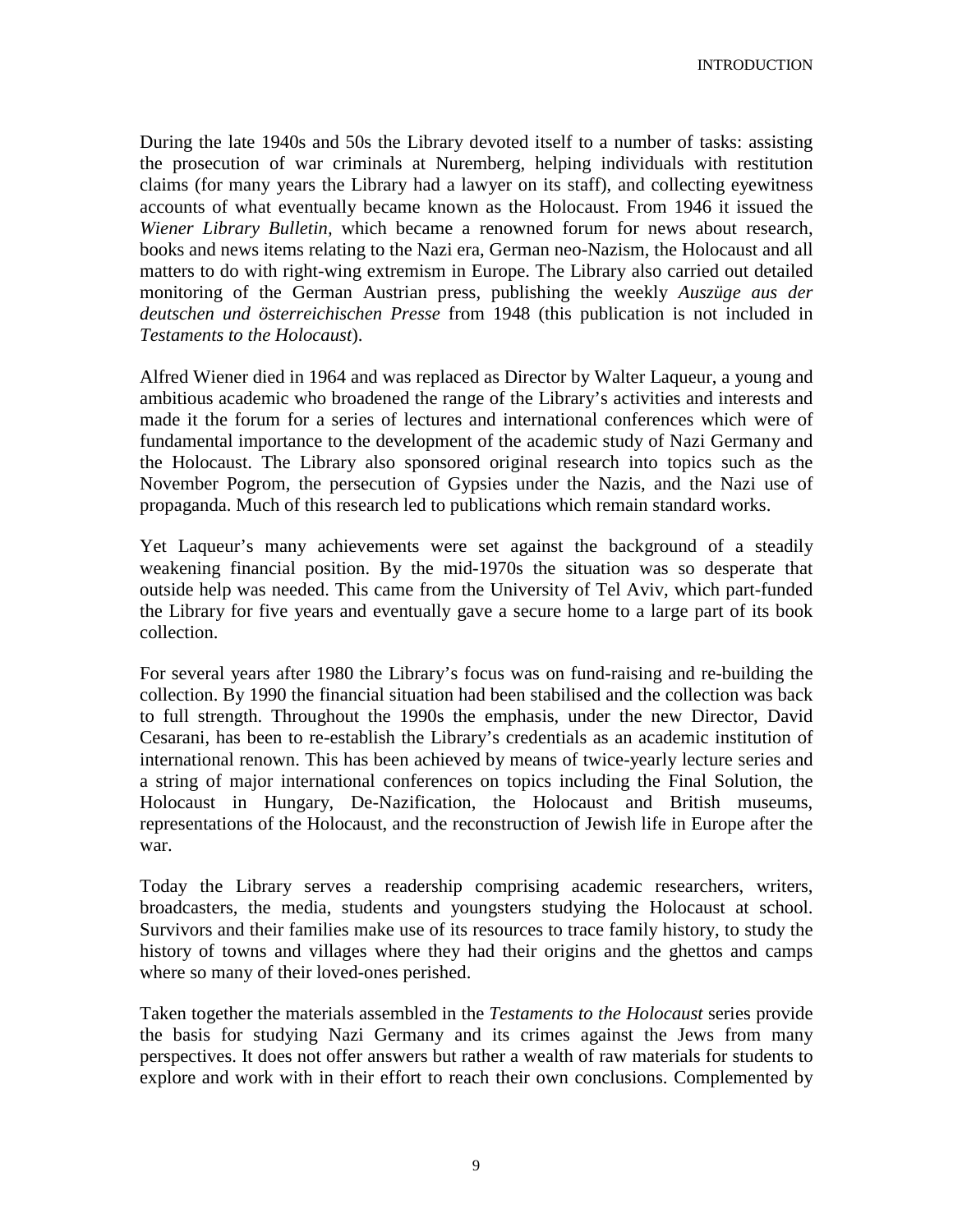During the late 1940s and 50s the Library devoted itself to a number of tasks: assisting the prosecution of war criminals at Nuremberg, helping individuals with restitution claims (for many years the Library had a lawyer on its staff), and collecting eyewitness accounts of what eventually became known as the Holocaust. From 1946 it issued the *Wiener Library Bulletin,* which became a renowned forum for news about research, books and news items relating to the Nazi era, German neo-Nazism, the Holocaust and all matters to do with right-wing extremism in Europe. The Library also carried out detailed monitoring of the German Austrian press, publishing the weekly *Auszüge aus der deutschen und österreichischen Presse* from 1948 (this publication is not included in *Testaments to the Holocaust*).

Alfred Wiener died in 1964 and was replaced as Director by Walter Laqueur, a young and ambitious academic who broadened the range of the Library's activities and interests and made it the forum for a series of lectures and international conferences which were of fundamental importance to the development of the academic study of Nazi Germany and the Holocaust. The Library also sponsored original research into topics such as the November Pogrom, the persecution of Gypsies under the Nazis, and the Nazi use of propaganda. Much of this research led to publications which remain standard works.

Yet Laqueur's many achievements were set against the background of a steadily weakening financial position. By the mid-1970s the situation was so desperate that outside help was needed. This came from the University of Tel Aviv, which part-funded the Library for five years and eventually gave a secure home to a large part of its book collection.

For several years after 1980 the Library's focus was on fund-raising and re-building the collection. By 1990 the financial situation had been stabilised and the collection was back to full strength. Throughout the 1990s the emphasis, under the new Director, David Cesarani, has been to re-establish the Library's credentials as an academic institution of international renown. This has been achieved by means of twice-yearly lecture series and a string of major international conferences on topics including the Final Solution, the Holocaust in Hungary, De-Nazification, the Holocaust and British museums, representations of the Holocaust, and the reconstruction of Jewish life in Europe after the war.

Today the Library serves a readership comprising academic researchers, writers, broadcasters, the media, students and youngsters studying the Holocaust at school. Survivors and their families make use of its resources to trace family history, to study the history of towns and villages where they had their origins and the ghettos and camps where so many of their loved-ones perished.

Taken together the materials assembled in the *Testaments to the Holocaust* series provide the basis for studying Nazi Germany and its crimes against the Jews from many perspectives. It does not offer answers but rather a wealth of raw materials for students to explore and work with in their effort to reach their own conclusions. Complemented by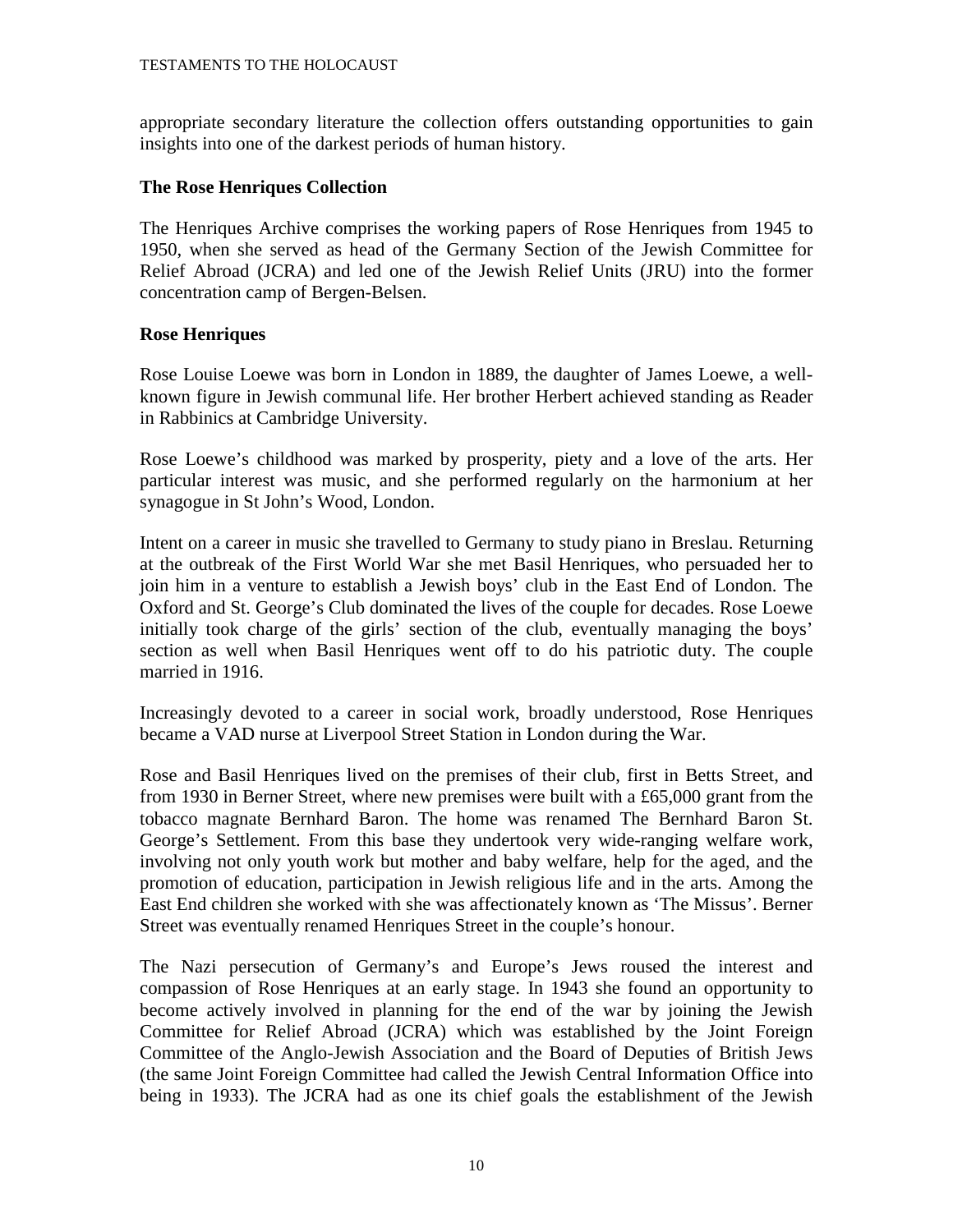appropriate secondary literature the collection offers outstanding opportunities to gain insights into one of the darkest periods of human history.

### The Rose Henriques Collection

The Henriques Archive comprises the working papers of Rose Henriques from 1945 to 1950, when she served as head of the Germany Section of the Jewish Committee for Relief Abroad (JCRA) and led one of the Jewish Relief Units (JRU) into the former concentration camp of Bergen-Belsen.

### Rose Henriques

Rose Louise Loewe was born in London in 1889, the daughter of James Loewe, a well-known figure in Jewish communal life. Her brother Herbert achieved standing as Reader in Rabbinics at Cambridge University.

Rose Loewe's childhood was marked by prosperity, piety and a love of the arts. Her particular interest was music, and she performed regularly on the harmonium at her synagogue in St John's Wood, London.

Intent on a career in music she travelled to Germany to study piano in Breslau. Returning at the outbreak of the First World War she met Basil Henriques, who persuaded her to join him in a venture to establish a Jewish boys' club in the East End of London. The Oxford and St. George's Club dominated the lives of the couple for decades. Rose Loewe initially took charge of the girls' section of the club, eventually managing the boys' section as well when Basil Henriques went off to do his patriotic duty. The couple married in 1916.

Increasingly devoted to a career in social work, broadly understood, Rose Henriques became a VAD nurse at Liverpool Street Station in London during the War.

Rose and Basil Henriques lived on the premises of their club, first in Betts Street, and from 1930 in Berner Street, where new premises were built with a £65,000 grant from the tobacco magnate Bernhard Baron. The home was renamed The Bernhard Baron St. George's Settlement. From this base they undertook very wide-ranging welfare work, involving not only youth work but mother and baby welfare, help for the aged, and the promotion of education, participation in Jewish religious life and in the arts. Among the East End children she worked with she was affectionately known as 'The Missus'. Berner Street was eventually renamed Henriques Street in the couple's honour.

The Nazi persecution of Germany's and Europe's Jews roused the interest and compassion of Rose Henriques at an early stage. In 1943 she found an opportunity to become actively involved in planning for the end of the war by joining the Jewish Committee for Relief Abroad (JCRA) which was established by the Joint Foreign Committee of the Anglo-Jewish Association and the Board of Deputies of British Jews (the same Joint Foreign Committee had called the Jewish Central Information Office into being in 1933). The JCRA had as one its chief goals the establishment of the Jewish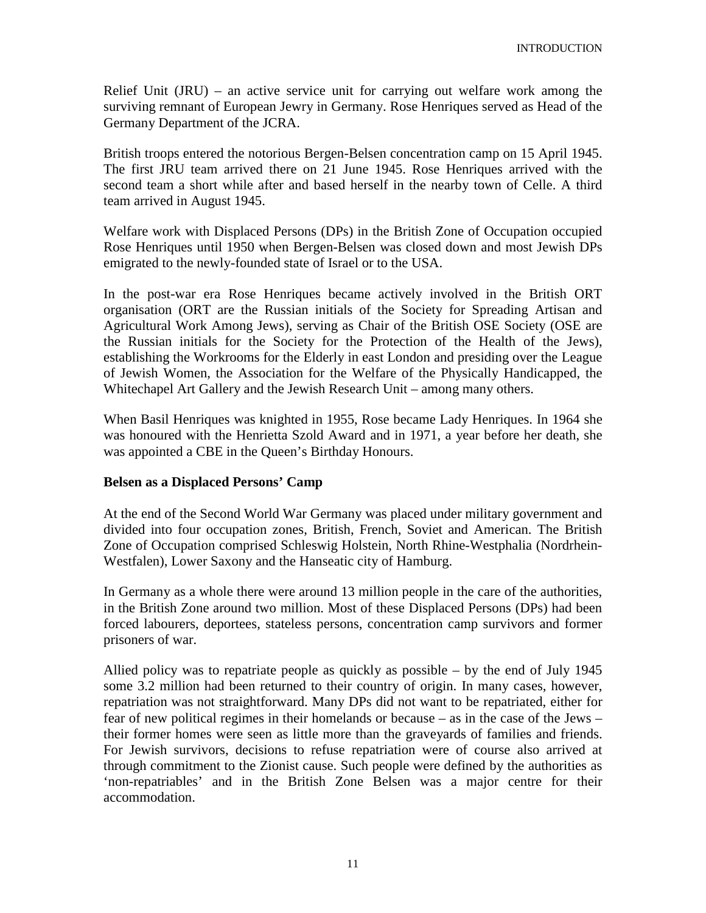Relief Unit (JRU) – an active service unit for carrying out welfare work among the surviving remnant of European Jewry in Germany. Rose Henriques served as Head of the Germany Department of the JCRA.

British troops entered the notorious Bergen-Belsen concentration camp on 15 April 1945. The first JRU team arrived there on 21 June 1945. Rose Henriques arrived with the second team a short while after and based herself in the nearby town of Celle. A third team arrived in August 1945.

Welfare work with Displaced Persons (DPs) in the British Zone of Occupation occupied Rose Henriques until 1950 when Bergen-Belsen was closed down and most Jewish DPs emigrated to the newly-founded state of Israel or to the USA.

In the post-war era Rose Henriques became actively involved in the British ORT organisation (ORT are the Russian initials of the Society for Spreading Artisan and Agricultural Work Among Jews), serving as Chair of the British OSE Society (OSE are the Russian initials for the Society for the Protection of the Health of the Jews), establishing the Workrooms for the Elderly in east London and presiding over the League of Jewish Women, the Association for the Welfare of the Physically Handicapped, the Whitechapel Art Gallery and the Jewish Research Unit – among many others.

When Basil Henriques was knighted in 1955, Rose became Lady Henriques. In 1964 she was honoured with the Henrietta Szold Award and in 1971, a year before her death, she was appointed a CBE in the Queen's Birthday Honours.

**Belsen as a Displaced Persons' Camp**

At the end of the Second World War Germany was placed under military government and divided into four occupation zones, British, French, Soviet and American. The British Zone of Occupation comprised Schleswig Holstein, North Rhine-Westphalia (Nordrhein-Westfalen), Lower Saxony and the Hanseatic city of Hamburg.

In Germany as a whole there were around 13 million people in the care of the authorities, in the British Zone around two million. Most of these Displaced Persons (DPs) had been forced labourers, deportees, stateless persons, concentration camp survivors and former prisoners of war.

Allied policy was to repatriate people as quickly as possible – by the end of July 1945 some 3.2 million had been returned to their country of origin. In many cases, however, repatriation was not straightforward. Many DPs did not want to be repatriated, either for fear of new political regimes in their homelands or because – as in the case of the Jews – their former homes were seen as little more than the graveyards of families and friends. For Jewish survivors, decisions to refuse repatriation were of course also arrived at through commitment to the Zionist cause. Such people were defined by the authorities as 'non-repatriables' and in the British Zone Belsen was a major centre for their accommodation.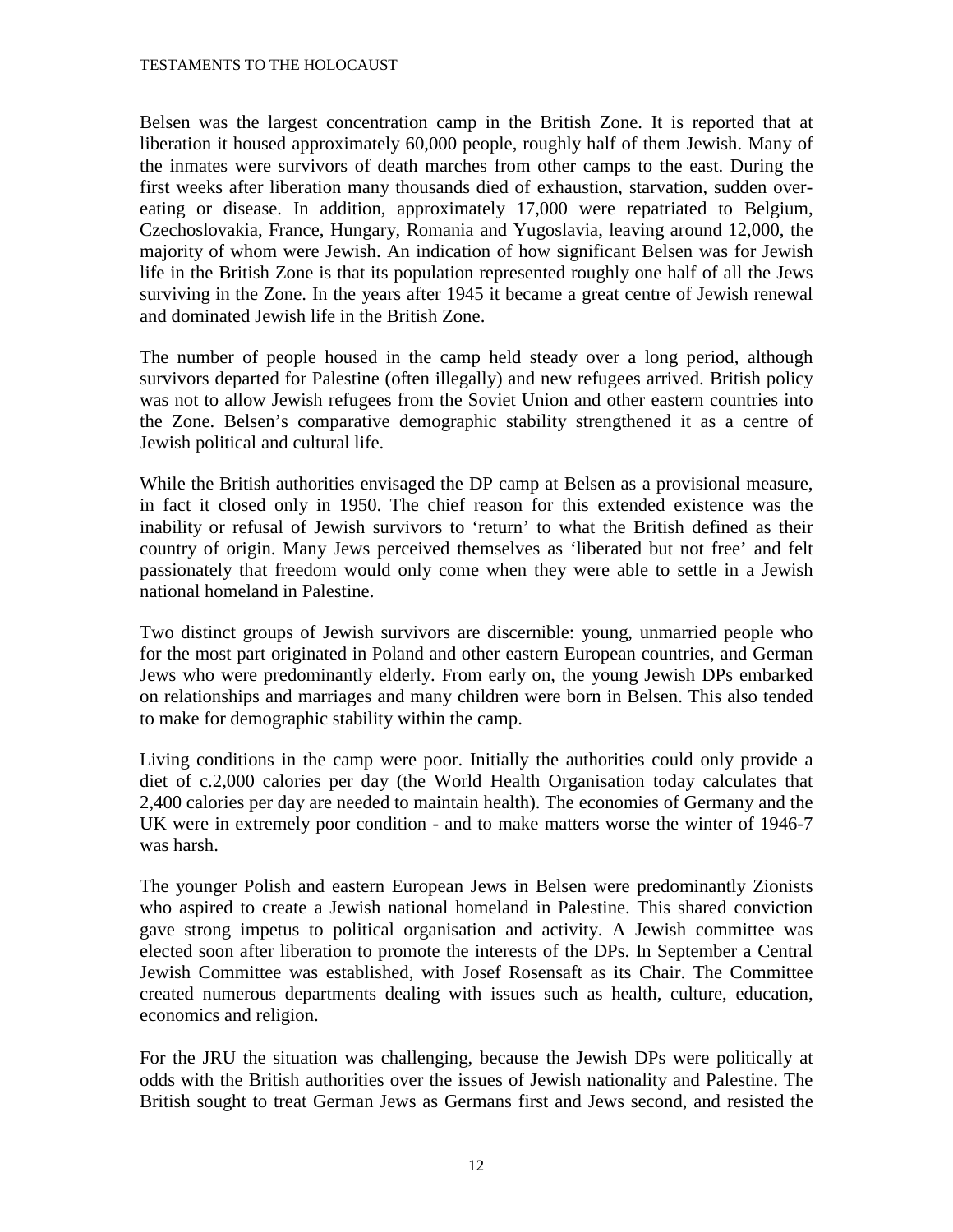Belsen was the largest concentration camp in the British Zone. It is reported that at liberation it housed approximately 60,000 people, roughly half of them Jewish. Many of the inmates were survivors of death marches from other camps to the east. During the first weeks after liberation many thousands died of exhaustion, starvation, sudden over-eating or disease. In addition, approximately 17,000 were repatriated to Belgium, Czechoslovakia, France, Hungary, Romania and Yugoslavia, leaving around 12,000, the majority of whom were Jewish. An indication of how significant Belsen was for Jewish life in the British Zone is that its population represented roughly one half of all the Jews surviving in the Zone. In the years after 1945 it became a great centre of Jewish renewal and dominated Jewish life in the British Zone.

The number of people housed in the camp held steady over a long period, although survivors departed for Palestine (often illegally) and new refugees arrived. British policy was not to allow Jewish refugees from the Soviet Union and other eastern countries into the Zone. Belsen's comparative demographic stability strengthened it as a centre of Jewish political and cultural life.

While the British authorities envisaged the DP camp at Belsen as a provisional measure, in fact it closed only in 1950. The chief reason for this extended existence was the inability or refusal of Jewish survivors to 'return' to what the British defined as their country of origin. Many Jews perceived themselves as 'liberated but not free' and felt passionately that freedom would only come when they were able to settle in a Jewish national homeland in Palestine.

Two distinct groups of Jewish survivors are discernible: young, unmarried people who for the most part originated in Poland and other eastern European countries, and German Jews who were predominantly elderly. From early on, the young Jewish DPs embarked on relationships and marriages and many children were born in Belsen. This also tended to make for demographic stability within the camp.

Living conditions in the camp were poor. Initially the authorities could only provide a diet of c.2,000 calories per day (the World Health Organisation today calculates that 2,400 calories per day are needed to maintain health). The economies of Germany and the UK were in extremely poor condition - and to make matters worse the winter of 1946-7 was harsh.

The younger Polish and eastern European Jews in Belsen were predominantly Zionists who aspired to create a Jewish national homeland in Palestine. This shared conviction gave strong impetus to political organisation and activity. A Jewish committee was elected soon after liberation to promote the interests of the DPs. In September a Central Jewish Committee was established, with Josef Rosensaft as its Chair. The Committee created numerous departments dealing with issues such as health, culture, education, economics and religion.

For the JRU the situation was challenging, because the Jewish DPs were politically at odds with the British authorities over the issues of Jewish nationality and Palestine. The British sought to treat German Jews as Germans first and Jews second, and resisted the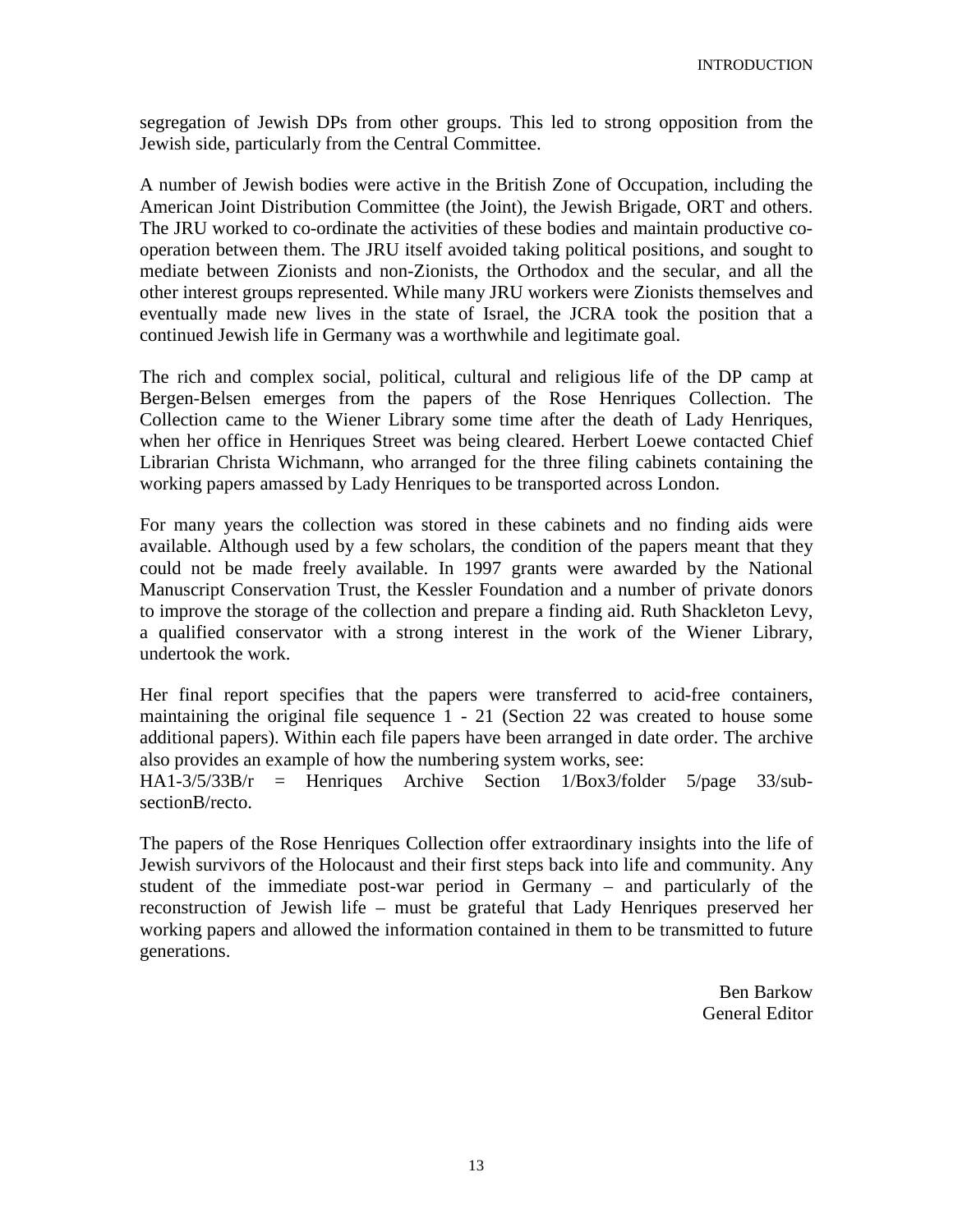segregation of Jewish DPs from other groups. This led to strong opposition from the Jewish side, particularly from the Central Committee.

A number of Jewish bodies were active in the British Zone of Occupation, including the American Joint Distribution Committee (the Joint), the Jewish Brigade, ORT and others. The JRU worked to co-ordinate the activities of these bodies and maintain productive co-operation between them. The JRU itself avoided taking political positions, and sought to mediate between Zionists and non-Zionists, the Orthodox and the secular, and all the other interest groups represented. While many JRU workers were Zionists themselves and eventually made new lives in the state of Israel, the JCRA took the position that a continued Jewish life in Germany was a worthwhile and legitimate goal.

The rich and complex social, political, cultural and religious life of the DP camp at Bergen-Belsen emerges from the papers of the Rose Henriques Collection. The Collection came to the Wiener Library some time after the death of Lady Henriques, when her office in Henriques Street was being cleared. Herbert Loewe contacted Chief Librarian Christa Wichmann, who arranged for the three filing cabinets containing the working papers amassed by Lady Henriques to be transported across London.

For many years the collection was stored in these cabinets and no finding aids were available. Although used by a few scholars, the condition of the papers meant that they could not be made freely available. In 1997 grants were awarded by the National Manuscript Conservation Trust, the Kessler Foundation and a number of private donors to improve the storage of the collection and prepare a finding aid. Ruth Shackleton Levy, a qualified conservator with a strong interest in the work of the Wiener Library, undertook the work.

Her final report specifies that the papers were transferred to acid-free containers, maintaining the original file sequence 1 - 21 (Section 22 was created to house some additional papers). Within each file papers have been arranged in date order. The archive also provides an example of how the numbering system works, see:
HA1-3/5/33B/r = Henriques Archive Section 1/Box3/folder 5/page 33/sub-sectionB/recto.

The papers of the Rose Henriques Collection offer extraordinary insights into the life of Jewish survivors of the Holocaust and their first steps back into life and community. Any student of the immediate post-war period in Germany – and particularly of the reconstruction of Jewish life – must be grateful that Lady Henriques preserved her working papers and allowed the information contained in them to be transmitted to future generations.

Ben Barkow
General Editor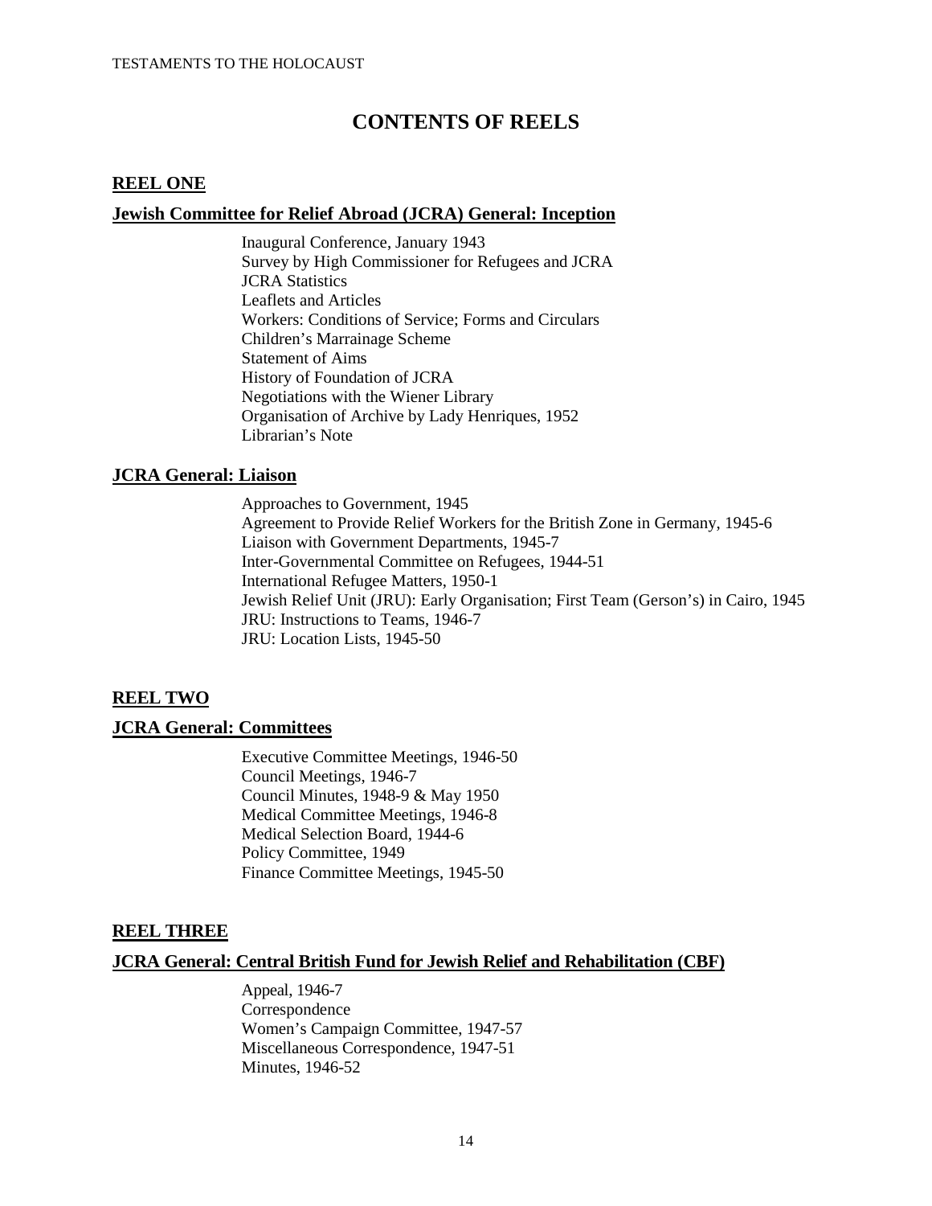# CONTENTS OF REELS

## REEL ONE

### Jewish Committee for Relief Abroad (JCRA) General: Inception

Inaugural Conference, January 1943
Survey by High Commissioner for Refugees and JCRA
JCRA Statistics
Leaflets and Articles
Workers: Conditions of Service; Forms and Circulars
Children's Marrainage Scheme
Statement of Aims
History of Foundation of JCRA
Negotiations with the Wiener Library
Organisation of Archive by Lady Henriques, 1952
Librarian's Note

### JCRA General: Liaison

Approaches to Government, 1945
Agreement to Provide Relief Workers for the British Zone in Germany, 1945-6
Liaison with Government Departments, 1945-7
Inter-Governmental Committee on Refugees, 1944-51
International Refugee Matters, 1950-1
Jewish Relief Unit (JRU): Early Organisation; First Team (Gerson's) in Cairo, 1945
JRU: Instructions to Teams, 1946-7
JRU: Location Lists, 1945-50

## REEL TWO

### JCRA General: Committees

Executive Committee Meetings, 1946-50
Council Meetings, 1946-7
Council Minutes, 1948-9 & May 1950
Medical Committee Meetings, 1946-8
Medical Selection Board, 1944-6
Policy Committee, 1949
Finance Committee Meetings, 1945-50

## REEL THREE

### JCRA General: Central British Fund for Jewish Relief and Rehabilitation (CBF)

Appeal, 1946-7
Correspondence
Women's Campaign Committee, 1947-57
Miscellaneous Correspondence, 1947-51
Minutes, 1946-52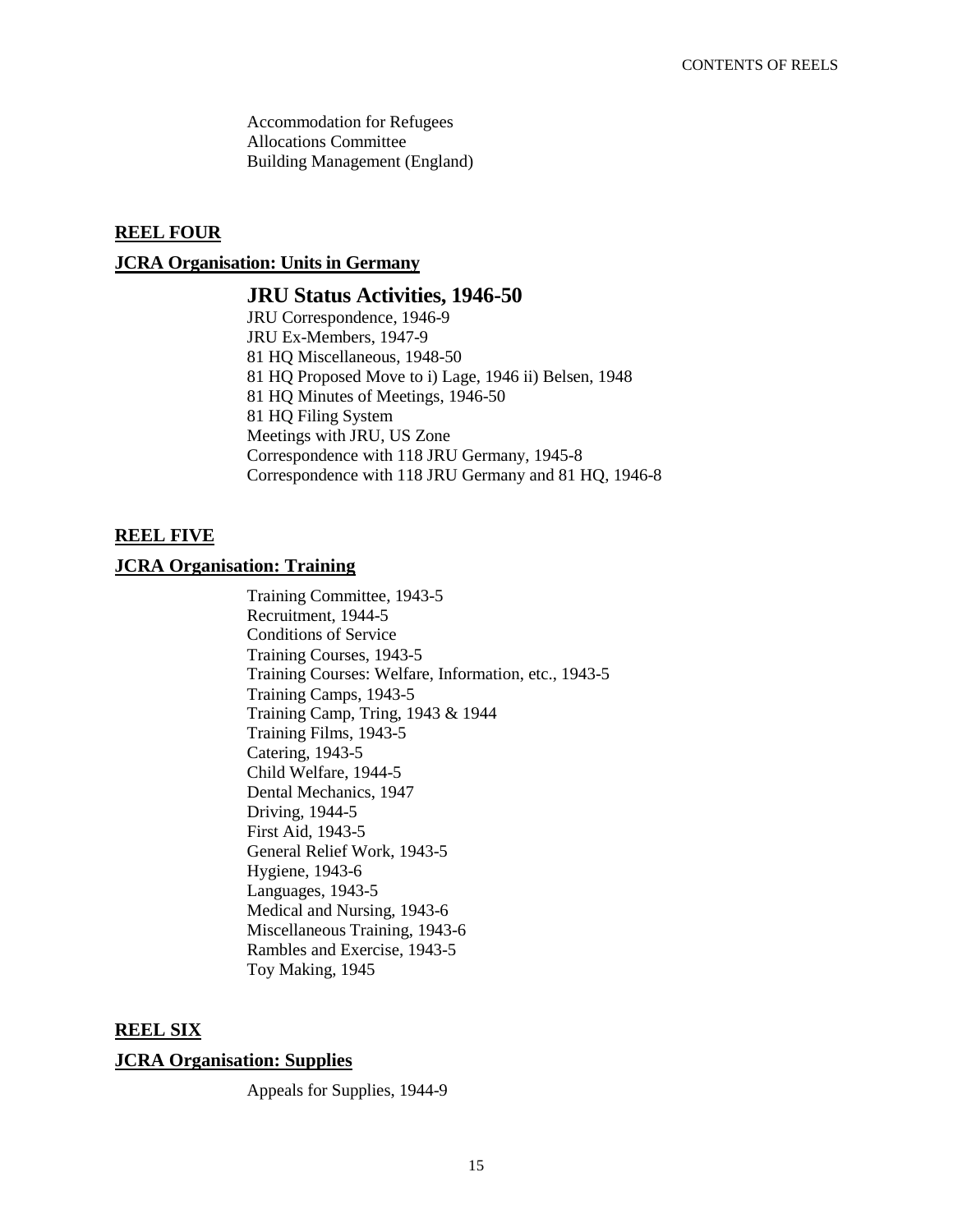Accommodation for Refugees
Allocations Committee
Building Management (England)

## REEL FOUR

### JCRA Organisation: Units in Germany

#### JRU Status Activities, 1946-50

JRU Correspondence, 1946-9
JRU Ex-Members, 1947-9
81 HQ Miscellaneous, 1948-50
81 HQ Proposed Move to i) Lage, 1946 ii) Belsen, 1948
81 HQ Minutes of Meetings, 1946-50
81 HQ Filing System
Meetings with JRU, US Zone
Correspondence with 118 JRU Germany, 1945-8
Correspondence with 118 JRU Germany and 81 HQ, 1946-8

## REEL FIVE

### JCRA Organisation: Training

Training Committee, 1943-5
Recruitment, 1944-5
Conditions of Service
Training Courses, 1943-5
Training Courses: Welfare, Information, etc., 1943-5
Training Camps, 1943-5
Training Camp, Tring, 1943 & 1944
Training Films, 1943-5
Catering, 1943-5
Child Welfare, 1944-5
Dental Mechanics, 1947
Driving, 1944-5
First Aid, 1943-5
General Relief Work, 1943-5
Hygiene, 1943-6
Languages, 1943-5
Medical and Nursing, 1943-6
Miscellaneous Training, 1943-6
Rambles and Exercise, 1943-5
Toy Making, 1945

## REEL SIX

### JCRA Organisation: Supplies

Appeals for Supplies, 1944-9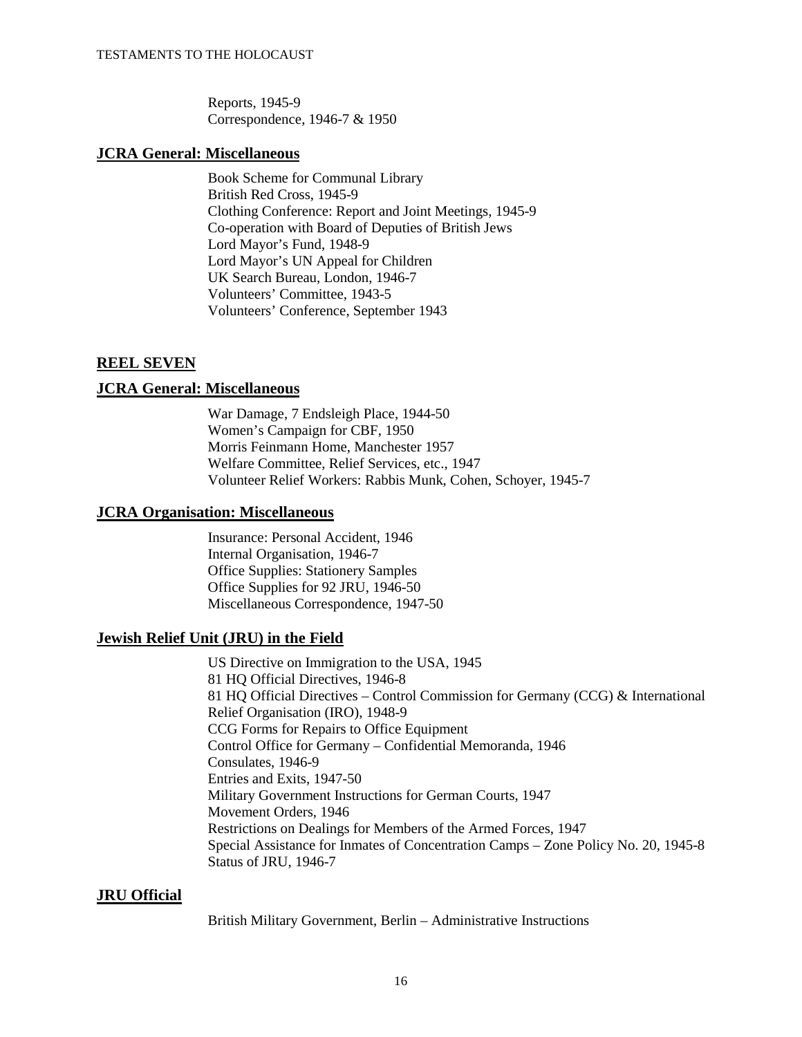Reports, 1945-9
Correspondence, 1946-7 & 1950

## JCRA General: Miscellaneous

Book Scheme for Communal Library
British Red Cross, 1945-9
Clothing Conference: Report and Joint Meetings, 1945-9
Co-operation with Board of Deputies of British Jews
Lord Mayor's Fund, 1948-9
Lord Mayor's UN Appeal for Children
UK Search Bureau, London, 1946-7
Volunteers' Committee, 1943-5
Volunteers' Conference, September 1943

## REEL SEVEN

## JCRA General: Miscellaneous

War Damage, 7 Endsleigh Place, 1944-50
Women's Campaign for CBF, 1950
Morris Feinmann Home, Manchester 1957
Welfare Committee, Relief Services, etc., 1947
Volunteer Relief Workers: Rabbis Munk, Cohen, Schoyer, 1945-7

## JCRA Organisation: Miscellaneous

Insurance: Personal Accident, 1946
Internal Organisation, 1946-7
Office Supplies: Stationery Samples
Office Supplies for 92 JRU, 1946-50
Miscellaneous Correspondence, 1947-50

## Jewish Relief Unit (JRU) in the Field

US Directive on Immigration to the USA, 1945
81 HQ Official Directives, 1946-8
81 HQ Official Directives – Control Commission for Germany (CCG) & International Relief Organisation (IRO), 1948-9
CCG Forms for Repairs to Office Equipment
Control Office for Germany – Confidential Memoranda, 1946
Consulates, 1946-9
Entries and Exits, 1947-50
Military Government Instructions for German Courts, 1947
Movement Orders, 1946
Restrictions on Dealings for Members of the Armed Forces, 1947
Special Assistance for Inmates of Concentration Camps – Zone Policy No. 20, 1945-8
Status of JRU, 1946-7

## JRU Official

British Military Government, Berlin – Administrative Instructions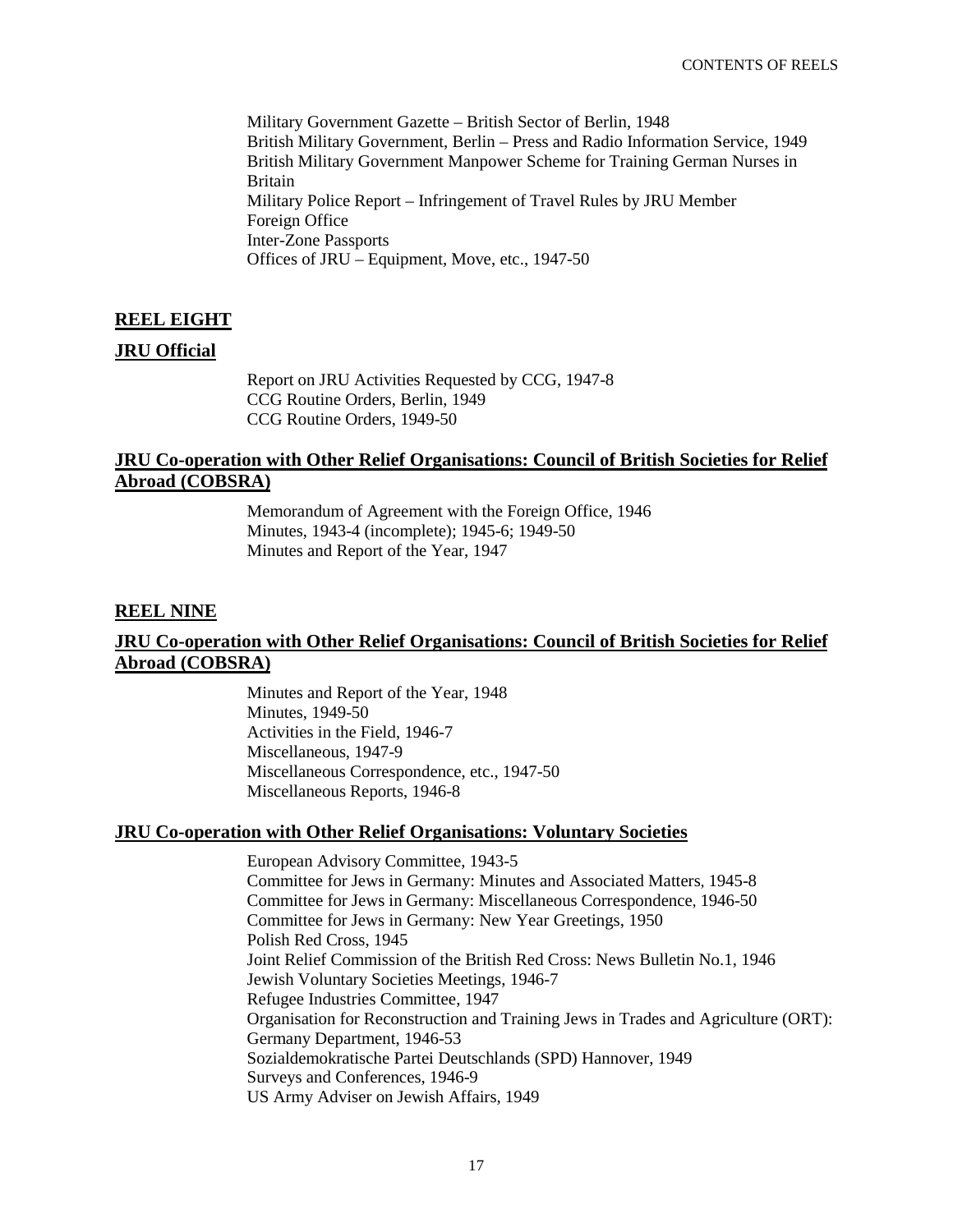Military Government Gazette – British Sector of Berlin, 1948
British Military Government, Berlin – Press and Radio Information Service, 1949
British Military Government Manpower Scheme for Training German Nurses in Britain
Military Police Report – Infringement of Travel Rules by JRU Member
Foreign Office
Inter-Zone Passports
Offices of JRU – Equipment, Move, etc., 1947-50

## REEL EIGHT

### JRU Official

Report on JRU Activities Requested by CCG, 1947-8
CCG Routine Orders, Berlin, 1949
CCG Routine Orders, 1949-50

### JRU Co-operation with Other Relief Organisations: Council of British Societies for Relief Abroad (COBSRA)

Memorandum of Agreement with the Foreign Office, 1946
Minutes, 1943-4 (incomplete); 1945-6; 1949-50
Minutes and Report of the Year, 1947

## REEL NINE

### JRU Co-operation with Other Relief Organisations: Council of British Societies for Relief Abroad (COBSRA)

Minutes and Report of the Year, 1948
Minutes, 1949-50
Activities in the Field, 1946-7
Miscellaneous, 1947-9
Miscellaneous Correspondence, etc., 1947-50
Miscellaneous Reports, 1946-8

### JRU Co-operation with Other Relief Organisations: Voluntary Societies

European Advisory Committee, 1943-5
Committee for Jews in Germany: Minutes and Associated Matters, 1945-8
Committee for Jews in Germany: Miscellaneous Correspondence, 1946-50
Committee for Jews in Germany: New Year Greetings, 1950
Polish Red Cross, 1945
Joint Relief Commission of the British Red Cross: News Bulletin No.1, 1946
Jewish Voluntary Societies Meetings, 1946-7
Refugee Industries Committee, 1947
Organisation for Reconstruction and Training Jews in Trades and Agriculture (ORT): Germany Department, 1946-53
Sozialdemokratische Partei Deutschlands (SPD) Hannover, 1949
Surveys and Conferences, 1946-9
US Army Adviser on Jewish Affairs, 1949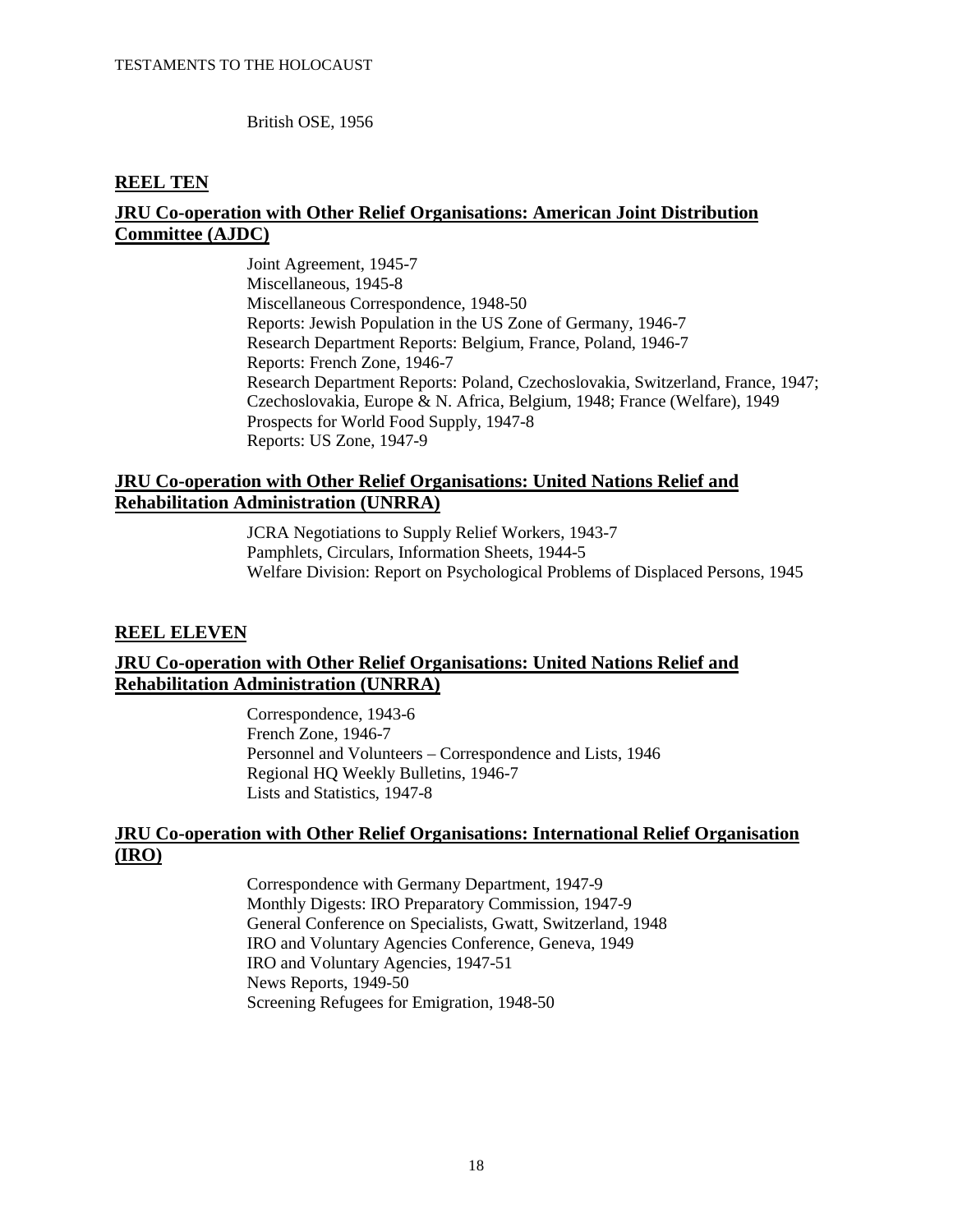British OSE, 1956

## REEL TEN

### JRU Co-operation with Other Relief Organisations: American Joint Distribution Committee (AJDC)

Joint Agreement, 1945-7
Miscellaneous, 1945-8
Miscellaneous Correspondence, 1948-50
Reports: Jewish Population in the US Zone of Germany, 1946-7
Research Department Reports: Belgium, France, Poland, 1946-7
Reports: French Zone, 1946-7
Research Department Reports: Poland, Czechoslovakia, Switzerland, France, 1947; Czechoslovakia, Europe & N. Africa, Belgium, 1948; France (Welfare), 1949
Prospects for World Food Supply, 1947-8
Reports: US Zone, 1947-9

### JRU Co-operation with Other Relief Organisations: United Nations Relief and Rehabilitation Administration (UNRRA)

JCRA Negotiations to Supply Relief Workers, 1943-7
Pamphlets, Circulars, Information Sheets, 1944-5
Welfare Division: Report on Psychological Problems of Displaced Persons, 1945

## REEL ELEVEN

### JRU Co-operation with Other Relief Organisations: United Nations Relief and Rehabilitation Administration (UNRRA)

Correspondence, 1943-6
French Zone, 1946-7
Personnel and Volunteers – Correspondence and Lists, 1946
Regional HQ Weekly Bulletins, 1946-7
Lists and Statistics, 1947-8

### JRU Co-operation with Other Relief Organisations: International Relief Organisation (IRO)

Correspondence with Germany Department, 1947-9
Monthly Digests: IRO Preparatory Commission, 1947-9
General Conference on Specialists, Gwatt, Switzerland, 1948
IRO and Voluntary Agencies Conference, Geneva, 1949
IRO and Voluntary Agencies, 1947-51
News Reports, 1949-50
Screening Refugees for Emigration, 1948-50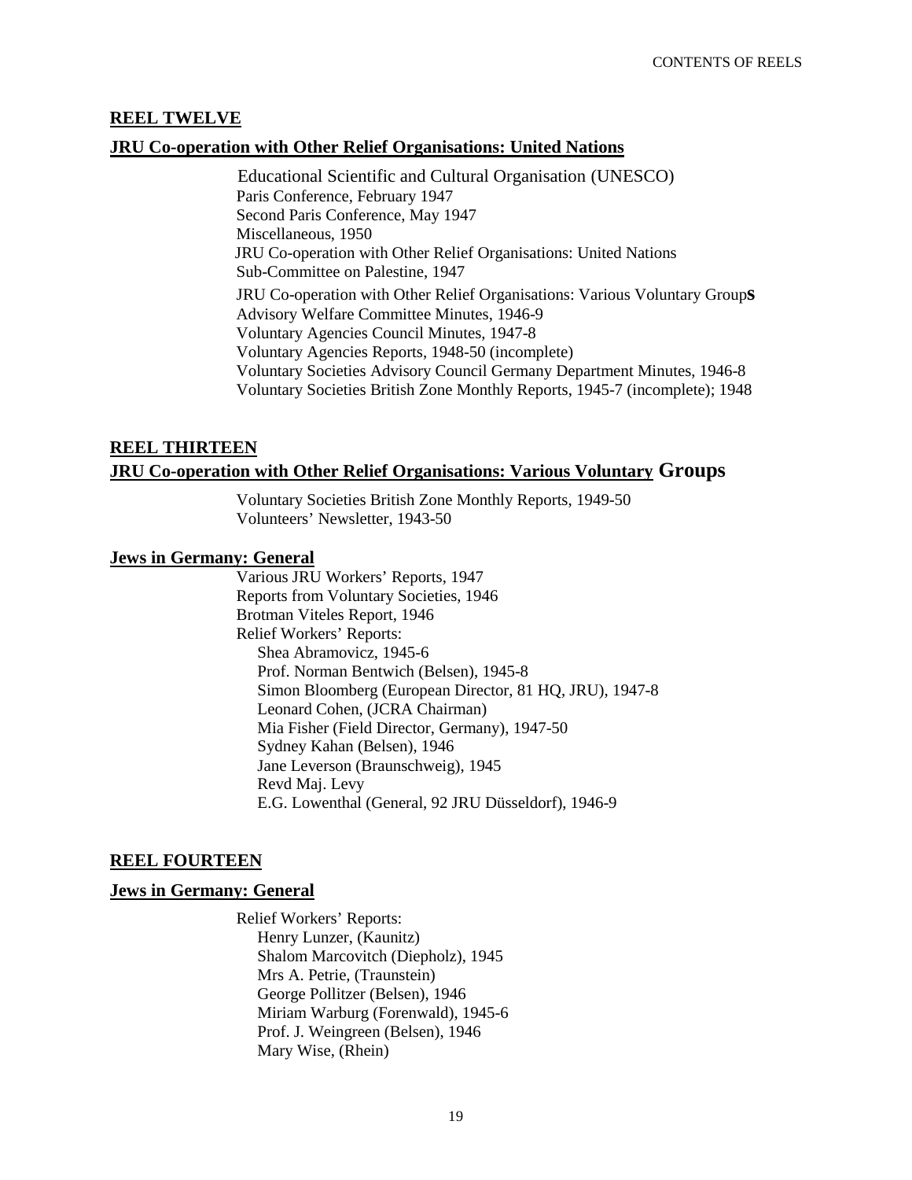## REEL TWELVE

### JRU Co-operation with Other Relief Organisations: United Nations

Educational Scientific and Cultural Organisation (UNESCO)
Paris Conference, February 1947
Second Paris Conference, May 1947
Miscellaneous, 1950
JRU Co-operation with Other Relief Organisations: United Nations
Sub-Committee on Palestine, 1947
JRU Co-operation with Other Relief Organisations: Various Voluntary Groups
Advisory Welfare Committee Minutes, 1946-9
Voluntary Agencies Council Minutes, 1947-8
Voluntary Agencies Reports, 1948-50 (incomplete)
Voluntary Societies Advisory Council Germany Department Minutes, 1946-8
Voluntary Societies British Zone Monthly Reports, 1945-7 (incomplete); 1948

## REEL THIRTEEN

### JRU Co-operation with Other Relief Organisations: Various Voluntary Groups

Voluntary Societies British Zone Monthly Reports, 1949-50
Volunteers' Newsletter, 1943-50

### Jews in Germany: General

Various JRU Workers' Reports, 1947
Reports from Voluntary Societies, 1946
Brotman Viteles Report, 1946
Relief Workers' Reports:
- Shea Abramovicz, 1945-6
- Prof. Norman Bentwich (Belsen), 1945-8
- Simon Bloomberg (European Director, 81 HQ, JRU), 1947-8
- Leonard Cohen, (JCRA Chairman)
- Mia Fisher (Field Director, Germany), 1947-50
- Sydney Kahan (Belsen), 1946
- Jane Leverson (Braunschweig), 1945
- Revd Maj. Levy
- E.G. Lowenthal (General, 92 JRU Düsseldorf), 1946-9

## REEL FOURTEEN

### Jews in Germany: General

Relief Workers' Reports:
- Henry Lunzer, (Kaunitz)
- Shalom Marcovitch (Diepholz), 1945
- Mrs A. Petrie, (Traunstein)
- George Pollitzer (Belsen), 1946
- Miriam Warburg (Forenwald), 1945-6
- Prof. J. Weingreen (Belsen), 1946
- Mary Wise, (Rhein)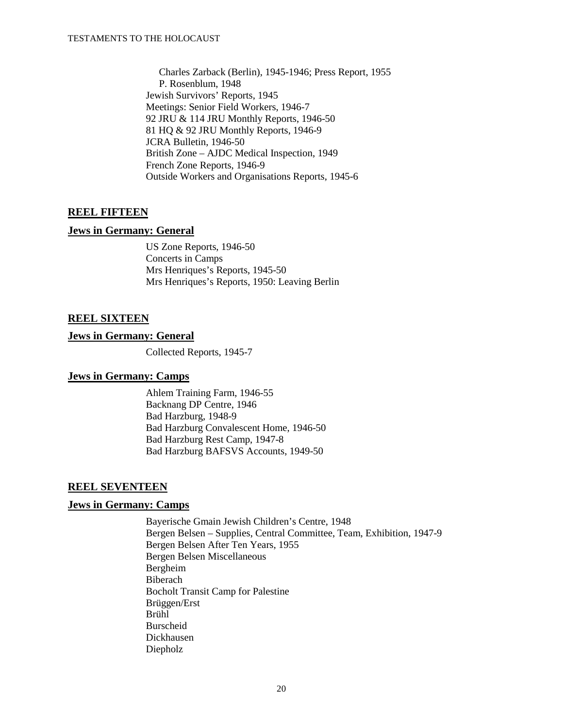Charles Zarback (Berlin), 1945-1946; Press Report, 1955
P. Rosenblum, 1948
Jewish Survivors' Reports, 1945
Meetings: Senior Field Workers, 1946-7
92 JRU & 114 JRU Monthly Reports, 1946-50
81 HQ & 92 JRU Monthly Reports, 1946-9
JCRA Bulletin, 1946-50
British Zone – AJDC Medical Inspection, 1949
French Zone Reports, 1946-9
Outside Workers and Organisations Reports, 1945-6

## REEL FIFTEEN

### Jews in Germany: General

US Zone Reports, 1946-50
Concerts in Camps
Mrs Henriques's Reports, 1945-50
Mrs Henriques's Reports, 1950: Leaving Berlin

## REEL SIXTEEN

### Jews in Germany: General

Collected Reports, 1945-7

### Jews in Germany: Camps

Ahlem Training Farm, 1946-55
Backnang DP Centre, 1946
Bad Harzburg, 1948-9
Bad Harzburg Convalescent Home, 1946-50
Bad Harzburg Rest Camp, 1947-8
Bad Harzburg BAFSVS Accounts, 1949-50

## REEL SEVENTEEN

### Jews in Germany: Camps

Bayerische Gmain Jewish Children's Centre, 1948
Bergen Belsen – Supplies, Central Committee, Team, Exhibition, 1947-9
Bergen Belsen After Ten Years, 1955
Bergen Belsen Miscellaneous
Bergheim
Biberach
Bocholt Transit Camp for Palestine
Brüggen/Erst
Brühl
Burscheid
Dickhausen
Diepholz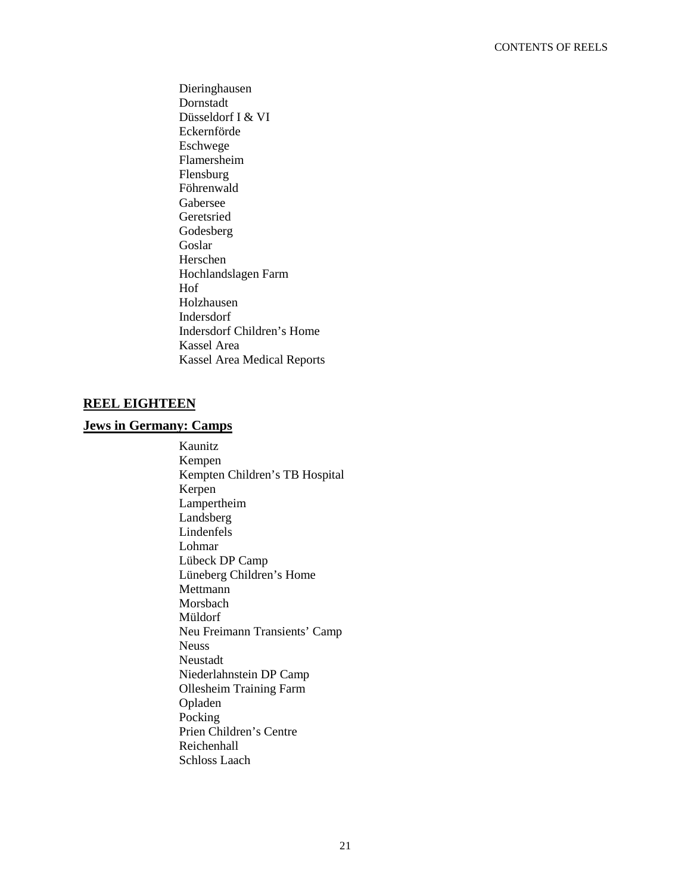Dieringhausen
Dornstadt
Düsseldorf I & VI
Eckernförde
Eschwege
Flamersheim
Flensburg
Föhrenwald
Gabersee
Geretsried
Godesberg
Goslar
Herschen
Hochlandslagen Farm
Hof
Holzhausen
Indersdorf
Indersdorf Children's Home
Kassel Area
Kassel Area Medical Reports

## **REEL EIGHTEEN**

### **Jews in Germany: Camps**

Kaunitz
Kempen
Kempten Children's TB Hospital
Kerpen
Lampertheim
Landsberg
Lindenfels
Lohmar
Lübeck DP Camp
Lüneberg Children's Home
Mettmann
Morsbach
Müldorf
Neu Freimann Transients' Camp
Neuss
Neustadt
Niederlahnstein DP Camp
Ollesheim Training Farm
Opladen
Pocking
Prien Children's Centre
Reichenhall
Schloss Laach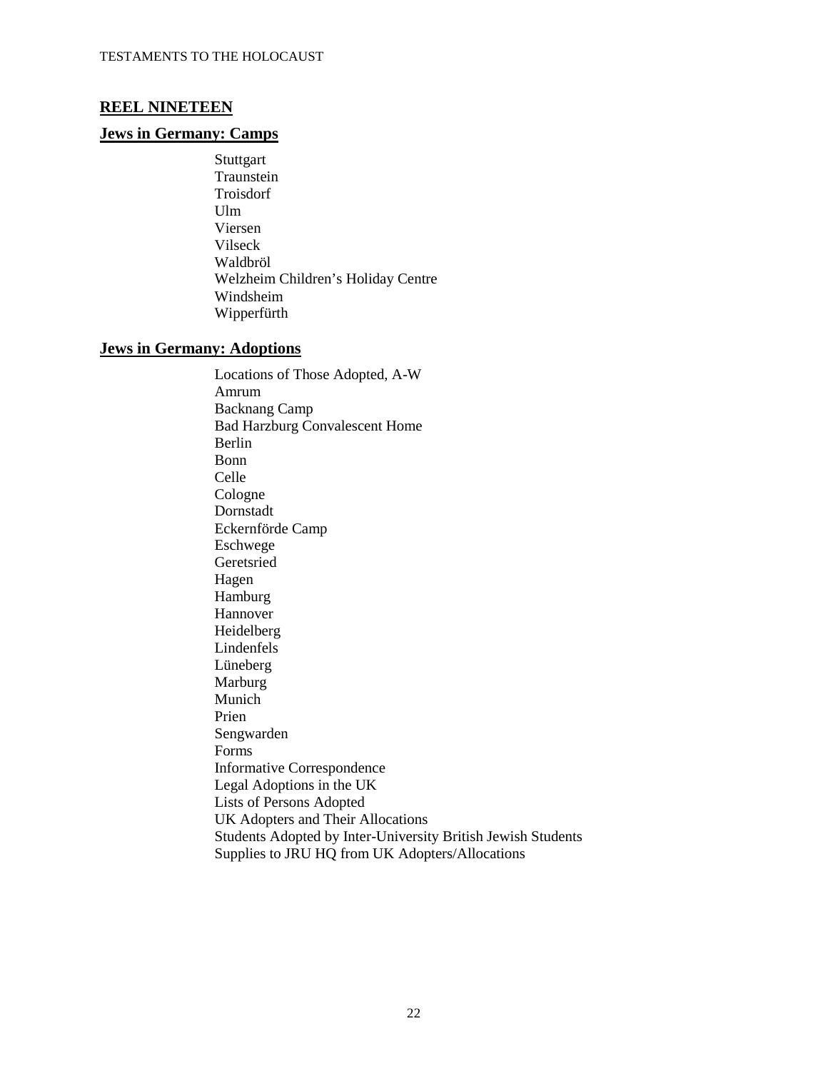## REEL NINETEEN

### Jews in Germany: Camps

Stuttgart
Traunstein
Troisdorf
Ulm
Viersen
Vilseck
Waldbröl
Welzheim Children's Holiday Centre
Windsheim
Wipperfürth

### Jews in Germany: Adoptions

Locations of Those Adopted, A-W
Amrum
Backnang Camp
Bad Harzburg Convalescent Home
Berlin
Bonn
Celle
Cologne
Dornstadt
Eckernförde Camp
Eschwege
Geretsried
Hagen
Hamburg
Hannover
Heidelberg
Lindenfels
Lüneberg
Marburg
Munich
Prien
Sengwarden
Forms
Informative Correspondence
Legal Adoptions in the UK
Lists of Persons Adopted
UK Adopters and Their Allocations
Students Adopted by Inter-University British Jewish Students
Supplies to JRU HQ from UK Adopters/Allocations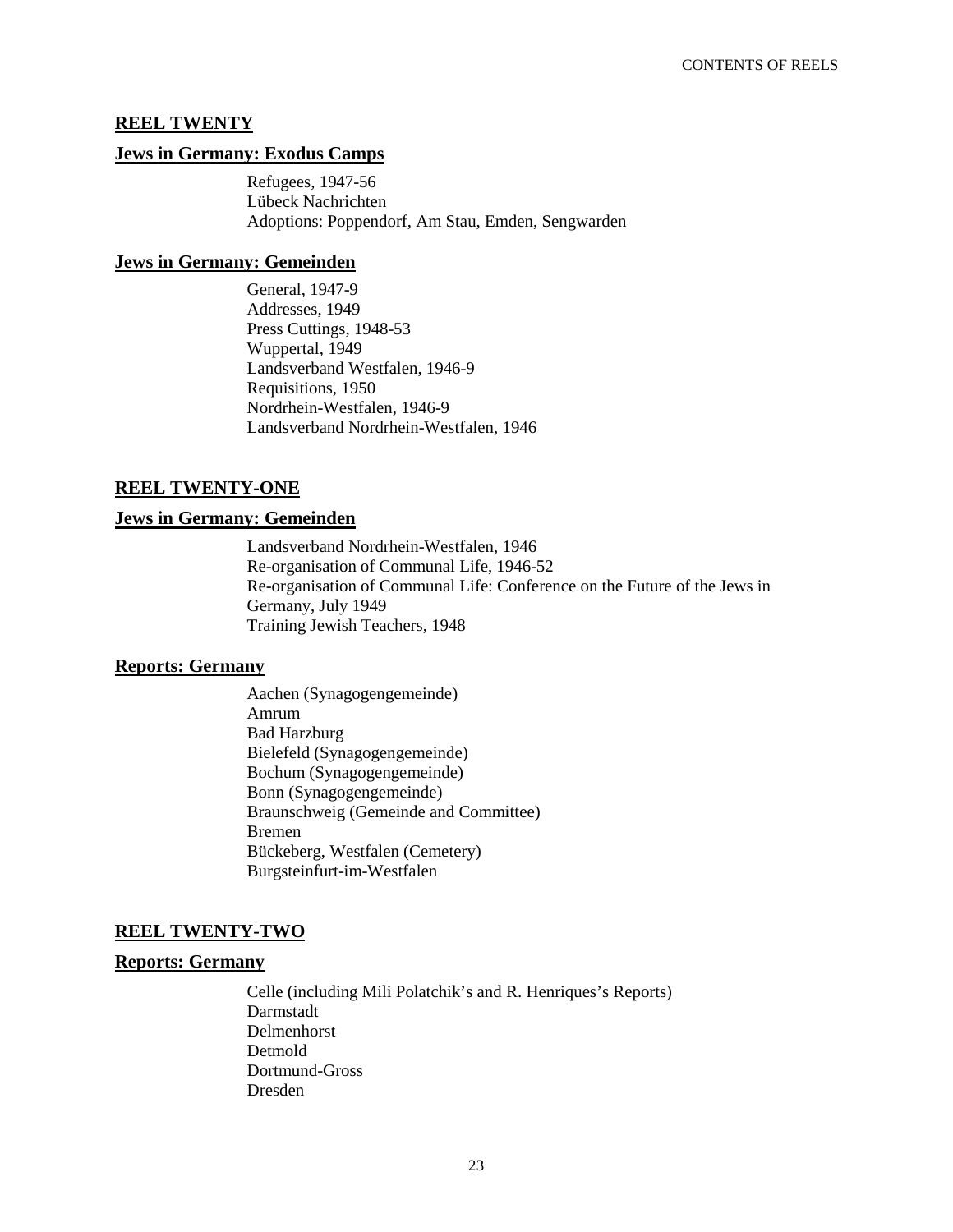## REEL TWENTY

### Jews in Germany: Exodus Camps

Refugees, 1947-56
Lübeck Nachrichten
Adoptions: Poppendorf, Am Stau, Emden, Sengwarden

### Jews in Germany: Gemeinden

General, 1947-9
Addresses, 1949
Press Cuttings, 1948-53
Wuppertal, 1949
Landsverband Westfalen, 1946-9
Requisitions, 1950
Nordrhein-Westfalen, 1946-9
Landsverband Nordrhein-Westfalen, 1946

## REEL TWENTY-ONE

### Jews in Germany: Gemeinden

Landsverband Nordrhein-Westfalen, 1946
Re-organisation of Communal Life, 1946-52
Re-organisation of Communal Life: Conference on the Future of the Jews in Germany, July 1949
Training Jewish Teachers, 1948

### Reports: Germany

Aachen (Synagogengemeinde)
Amrum
Bad Harzburg
Bielefeld (Synagogengemeinde)
Bochum (Synagogengemeinde)
Bonn (Synagogengemeinde)
Braunschweig (Gemeinde and Committee)
Bremen
Bückeberg, Westfalen (Cemetery)
Burgsteinfurt-im-Westfalen

## REEL TWENTY-TWO

### Reports: Germany

Celle (including Mili Polatchik's and R. Henriques's Reports)
Darmstadt
Delmenhorst
Detmold
Dortmund-Gross
Dresden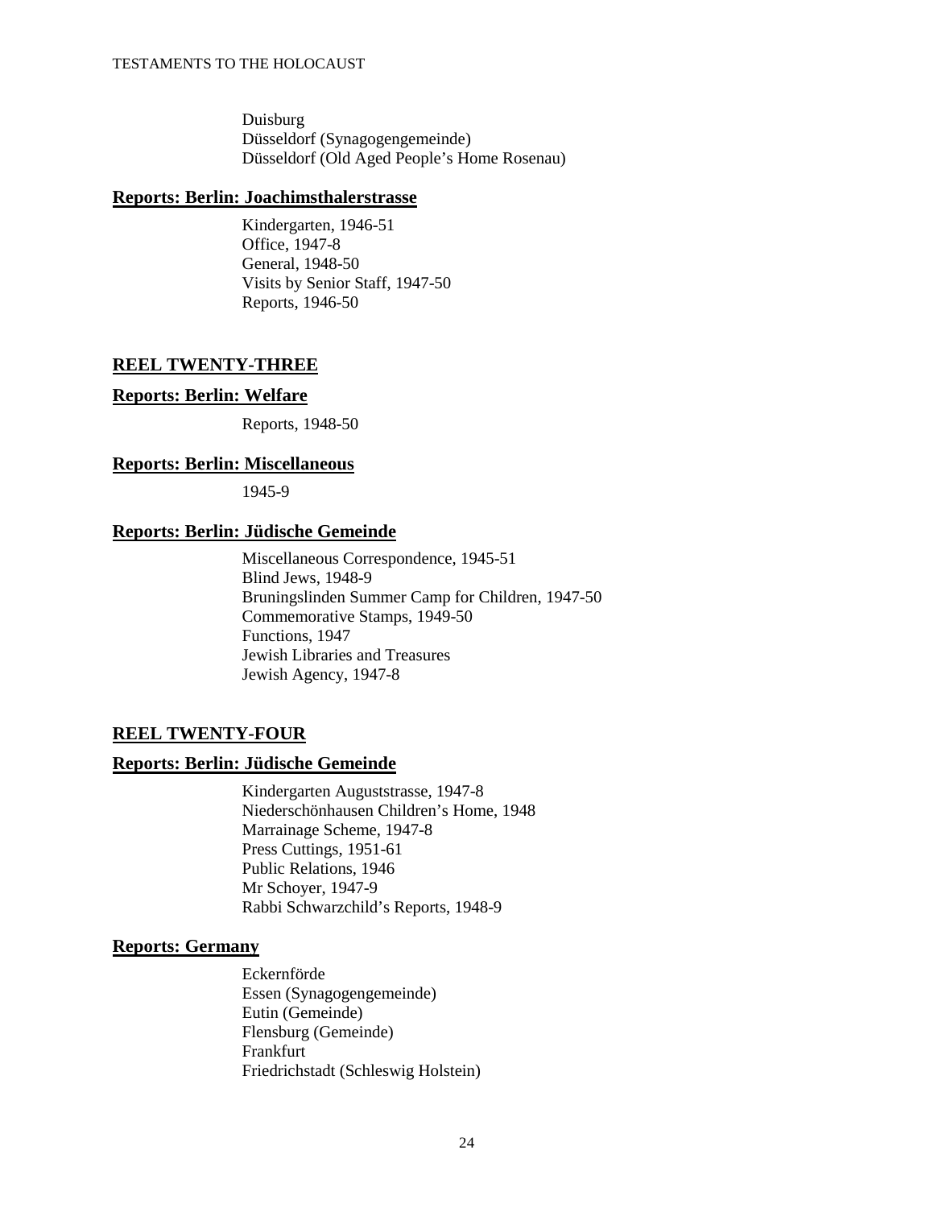Duisburg
Düsseldorf (Synagogengemeinde)
Düsseldorf (Old Aged People's Home Rosenau)

**Reports: Berlin: Joachimsthalerstrasse**

Kindergarten, 1946-51
Office, 1947-8
General, 1948-50
Visits by Senior Staff, 1947-50
Reports, 1946-50

## REEL TWENTY-THREE

**Reports: Berlin: Welfare**

Reports, 1948-50

**Reports: Berlin: Miscellaneous**

1945-9

**Reports: Berlin: Jüdische Gemeinde**

Miscellaneous Correspondence, 1945-51
Blind Jews, 1948-9
Bruningslinden Summer Camp for Children, 1947-50
Commemorative Stamps, 1949-50
Functions, 1947
Jewish Libraries and Treasures
Jewish Agency, 1947-8

## REEL TWENTY-FOUR

**Reports: Berlin: Jüdische Gemeinde**

Kindergarten Auguststrasse, 1947-8
Niederschönhausen Children's Home, 1948
Marrainage Scheme, 1947-8
Press Cuttings, 1951-61
Public Relations, 1946
Mr Schoyer, 1947-9
Rabbi Schwarzchild's Reports, 1948-9

**Reports: Germany**

Eckernförde
Essen (Synagogengemeinde)
Eutin (Gemeinde)
Flensburg (Gemeinde)
Frankfurt
Friedrichstadt (Schleswig Holstein)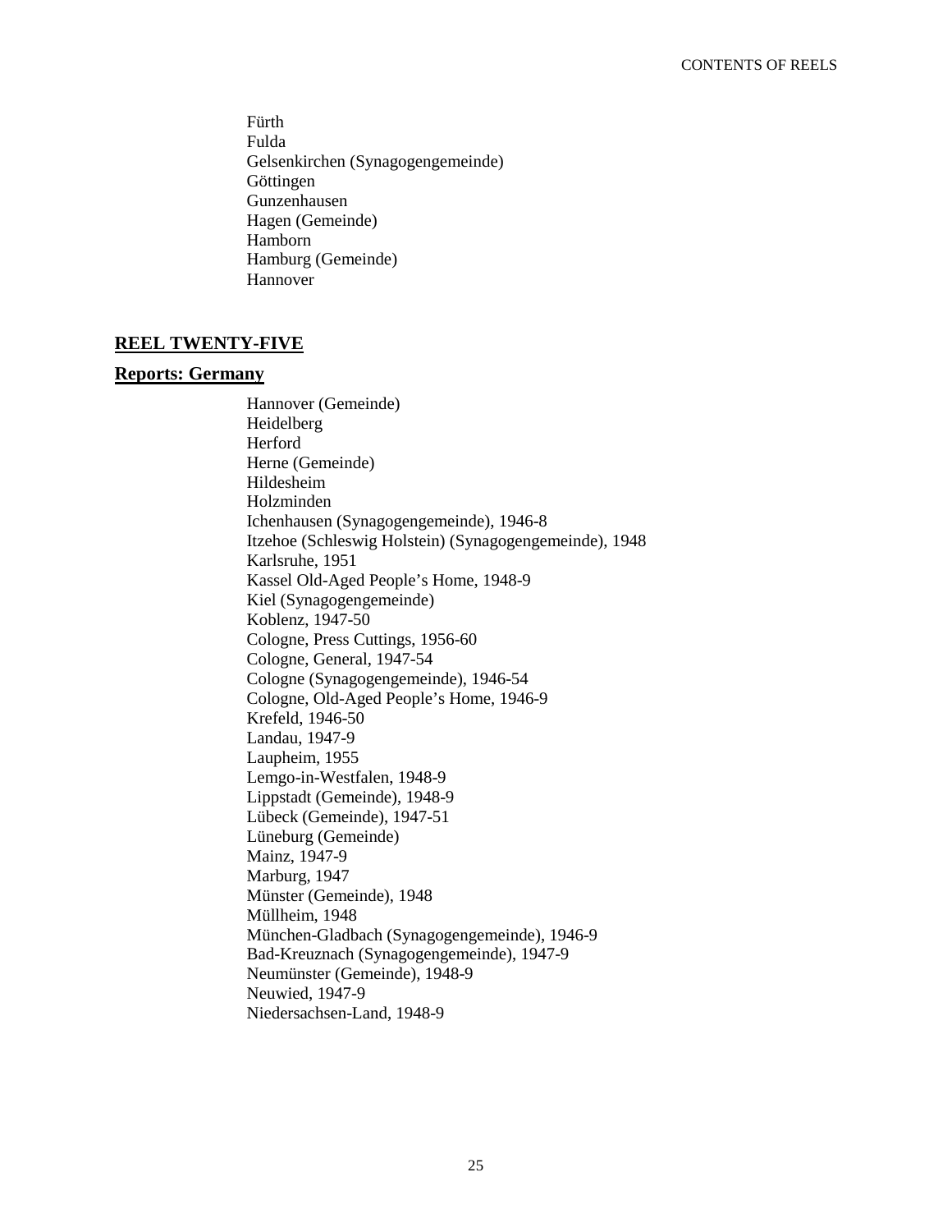Fürth
Fulda
Gelsenkirchen (Synagogengemeinde)
Göttingen
Gunzenhausen
Hagen (Gemeinde)
Hamborn
Hamburg (Gemeinde)
Hannover

## REEL TWENTY-FIVE

### Reports: Germany

Hannover (Gemeinde)
Heidelberg
Herford
Herne (Gemeinde)
Hildesheim
Holzminden
Ichenhausen (Synagogengemeinde), 1946-8
Itzehoe (Schleswig Holstein) (Synagogengemeinde), 1948
Karlsruhe, 1951
Kassel Old-Aged People's Home, 1948-9
Kiel (Synagogengemeinde)
Koblenz, 1947-50
Cologne, Press Cuttings, 1956-60
Cologne, General, 1947-54
Cologne (Synagogengemeinde), 1946-54
Cologne, Old-Aged People's Home, 1946-9
Krefeld, 1946-50
Landau, 1947-9
Laupheim, 1955
Lemgo-in-Westfalen, 1948-9
Lippstadt (Gemeinde), 1948-9
Lübeck (Gemeinde), 1947-51
Lüneburg (Gemeinde)
Mainz, 1947-9
Marburg, 1947
Münster (Gemeinde), 1948
Müllheim, 1948
München-Gladbach (Synagogengemeinde), 1946-9
Bad-Kreuznach (Synagogengemeinde), 1947-9
Neumünster (Gemeinde), 1948-9
Neuwied, 1947-9
Niedersachsen-Land, 1948-9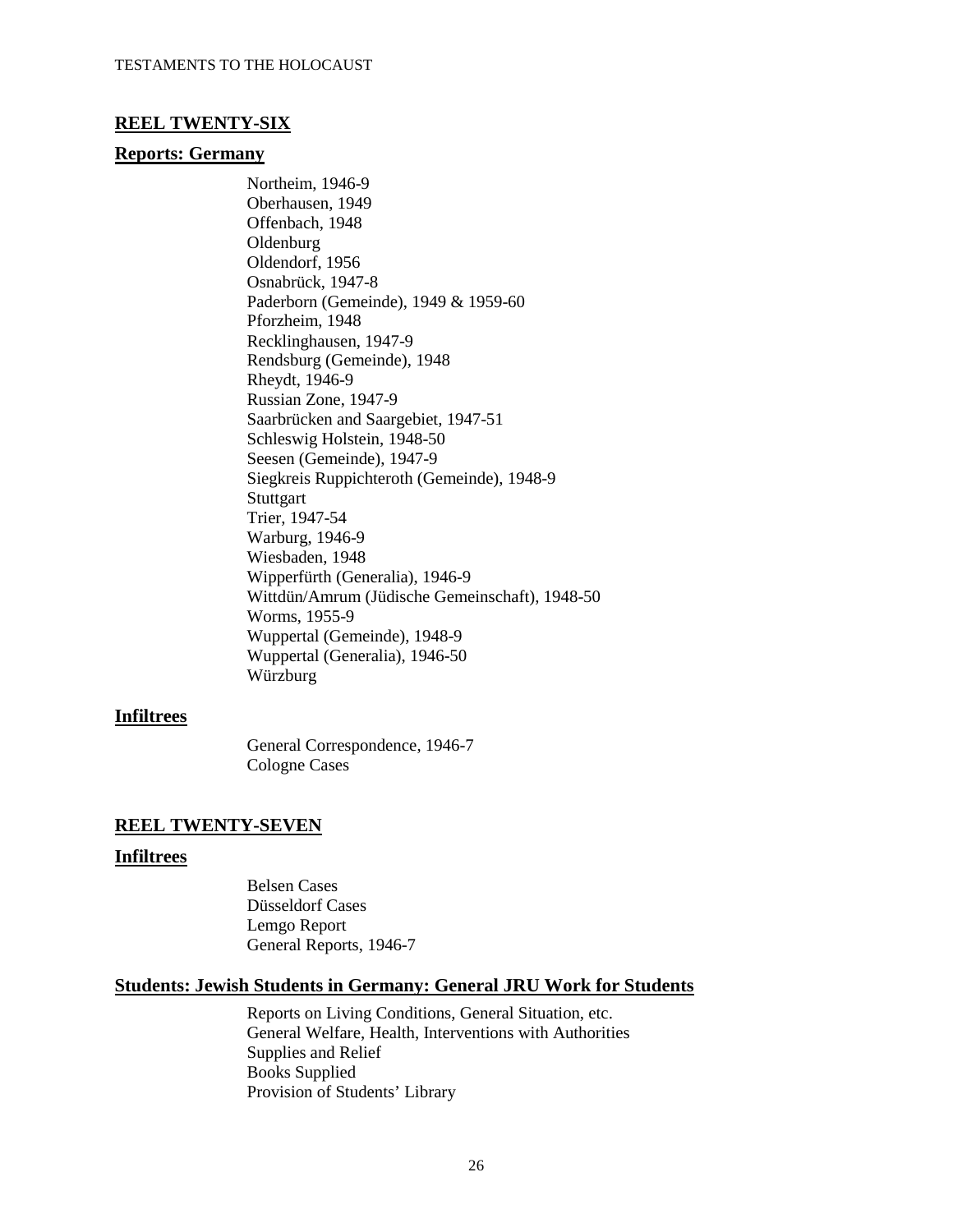## REEL TWENTY-SIX

### Reports: Germany

Northeim, 1946-9
Oberhausen, 1949
Offenbach, 1948
Oldenburg
Oldendorf, 1956
Osnabrück, 1947-8
Paderborn (Gemeinde), 1949 & 1959-60
Pforzheim, 1948
Recklinghausen, 1947-9
Rendsburg (Gemeinde), 1948
Rheydt, 1946-9
Russian Zone, 1947-9
Saarbrücken and Saargebiet, 1947-51
Schleswig Holstein, 1948-50
Seesen (Gemeinde), 1947-9
Siegkreis Ruppichteroth (Gemeinde), 1948-9
Stuttgart
Trier, 1947-54
Warburg, 1946-9
Wiesbaden, 1948
Wipperfürth (Generalia), 1946-9
Wittdün/Amrum (Jüdische Gemeinschaft), 1948-50
Worms, 1955-9
Wuppertal (Gemeinde), 1948-9
Wuppertal (Generalia), 1946-50
Würzburg

### Infiltrees

General Correspondence, 1946-7
Cologne Cases

## REEL TWENTY-SEVEN

### Infiltrees

Belsen Cases
Düsseldorf Cases
Lemgo Report
General Reports, 1946-7

### Students: Jewish Students in Germany: General JRU Work for Students

Reports on Living Conditions, General Situation, etc.
General Welfare, Health, Interventions with Authorities
Supplies and Relief
Books Supplied
Provision of Students' Library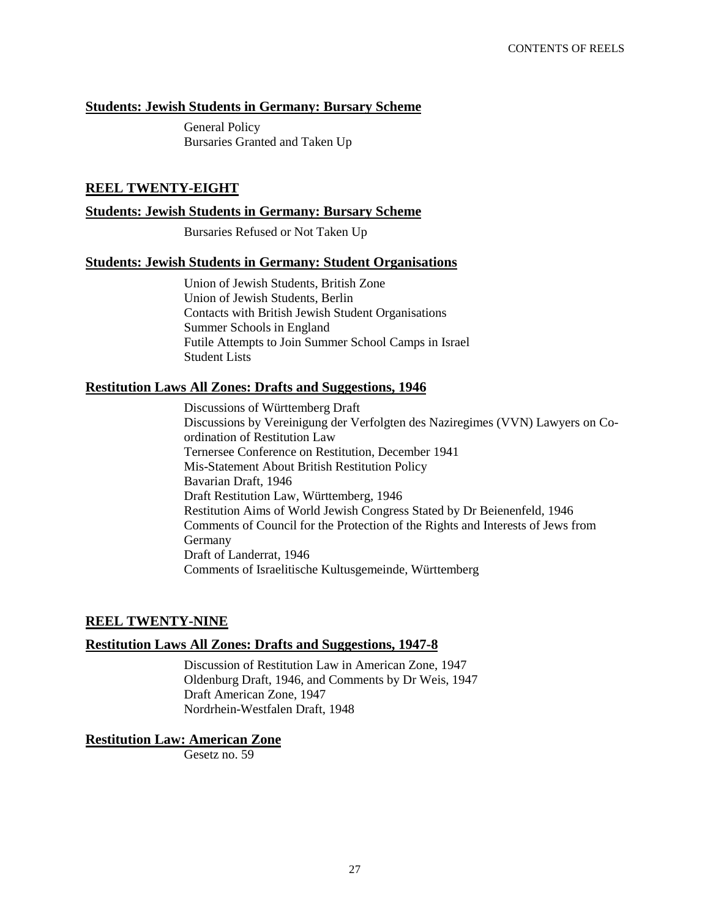### Students: Jewish Students in Germany: Bursary Scheme

General Policy
Bursaries Granted and Taken Up

## REEL TWENTY-EIGHT

### Students: Jewish Students in Germany: Bursary Scheme

Bursaries Refused or Not Taken Up

### Students: Jewish Students in Germany: Student Organisations

Union of Jewish Students, British Zone
Union of Jewish Students, Berlin
Contacts with British Jewish Student Organisations
Summer Schools in England
Futile Attempts to Join Summer School Camps in Israel
Student Lists

### Restitution Laws All Zones: Drafts and Suggestions, 1946

Discussions of Württemberg Draft
Discussions by Vereinigung der Verfolgten des Naziregimes (VVN) Lawyers on Co-ordination of Restitution Law
Ternersee Conference on Restitution, December 1941
Mis-Statement About British Restitution Policy
Bavarian Draft, 1946
Draft Restitution Law, Württemberg, 1946
Restitution Aims of World Jewish Congress Stated by Dr Beienenfeld, 1946
Comments of Council for the Protection of the Rights and Interests of Jews from Germany
Draft of Landerrat, 1946
Comments of Israelitische Kultusgemeinde, Württemberg

## REEL TWENTY-NINE

### Restitution Laws All Zones: Drafts and Suggestions, 1947-8

Discussion of Restitution Law in American Zone, 1947
Oldenburg Draft, 1946, and Comments by Dr Weis, 1947
Draft American Zone, 1947
Nordrhein-Westfalen Draft, 1948

### Restitution Law: American Zone

Gesetz no. 59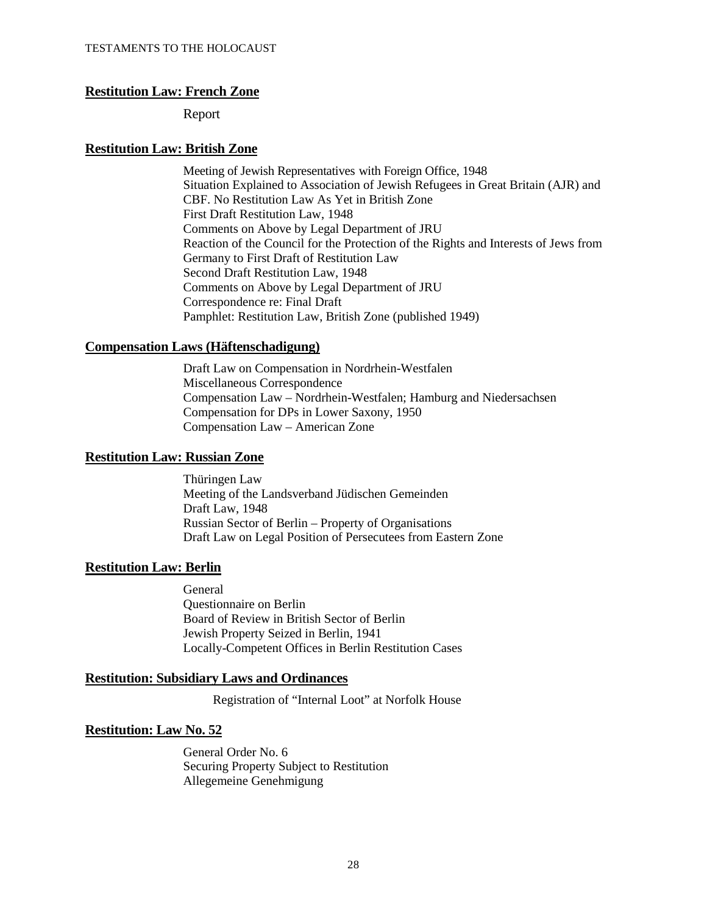## Restitution Law: French Zone

Report

## Restitution Law: British Zone

Meeting of Jewish Representatives with Foreign Office, 1948
Situation Explained to Association of Jewish Refugees in Great Britain (AJR) and CBF. No Restitution Law As Yet in British Zone
First Draft Restitution Law, 1948
Comments on Above by Legal Department of JRU
Reaction of the Council for the Protection of the Rights and Interests of Jews from Germany to First Draft of Restitution Law
Second Draft Restitution Law, 1948
Comments on Above by Legal Department of JRU
Correspondence re: Final Draft
Pamphlet: Restitution Law, British Zone (published 1949)

## Compensation Laws (Häftenschadigung)

Draft Law on Compensation in Nordrhein-Westfalen
Miscellaneous Correspondence
Compensation Law – Nordrhein-Westfalen; Hamburg and Niedersachsen
Compensation for DPs in Lower Saxony, 1950
Compensation Law – American Zone

## Restitution Law: Russian Zone

Thüringen Law
Meeting of the Landsverband Jüdischen Gemeinden
Draft Law, 1948
Russian Sector of Berlin – Property of Organisations
Draft Law on Legal Position of Persecutees from Eastern Zone

## Restitution Law: Berlin

General
Questionnaire on Berlin
Board of Review in British Sector of Berlin
Jewish Property Seized in Berlin, 1941
Locally-Competent Offices in Berlin Restitution Cases

## Restitution: Subsidiary Laws and Ordinances

Registration of "Internal Loot" at Norfolk House

## Restitution: Law No. 52

General Order No. 6
Securing Property Subject to Restitution
Allegemeine Genehmigung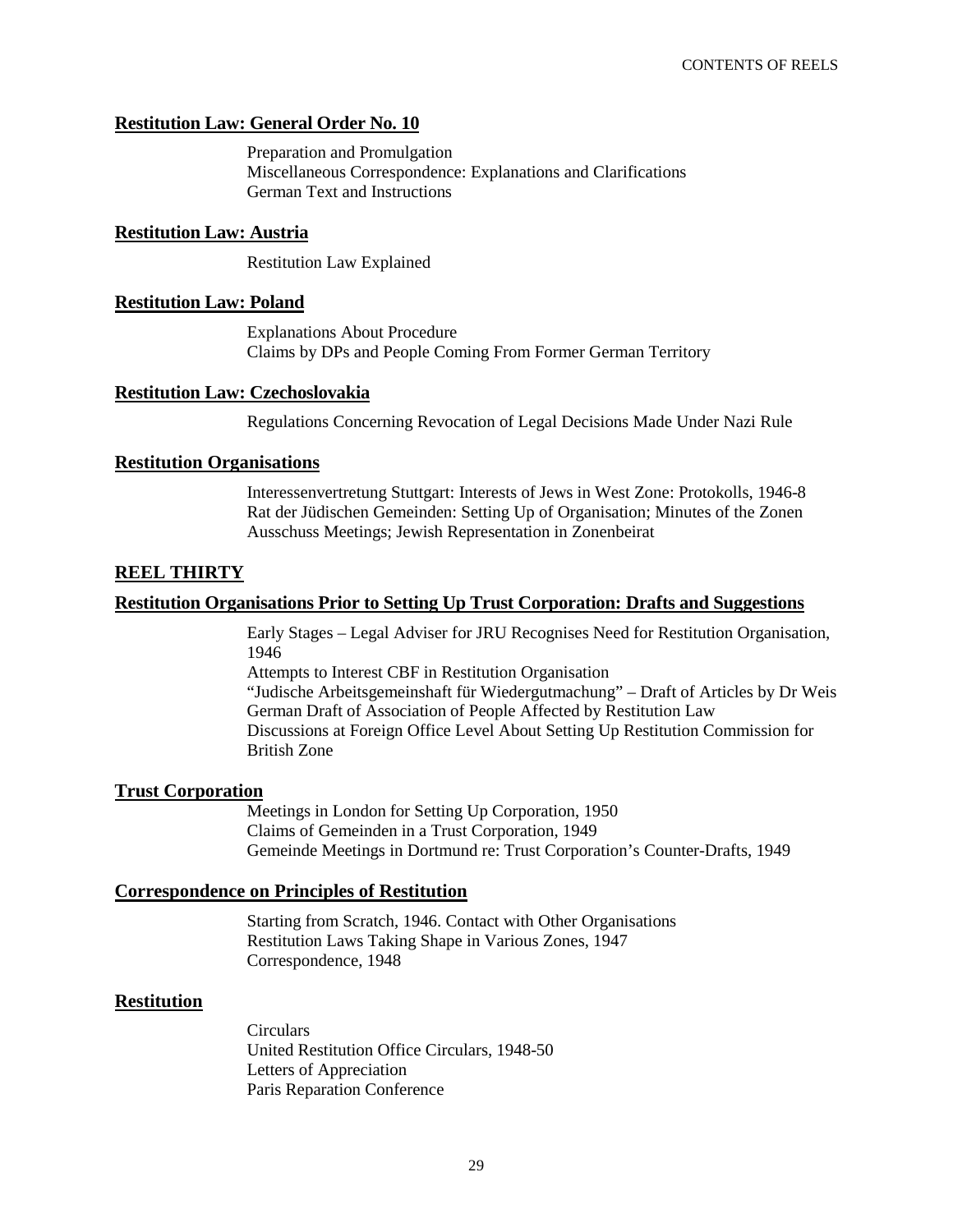**Restitution Law: General Order No. 10**

Preparation and Promulgation
Miscellaneous Correspondence: Explanations and Clarifications
German Text and Instructions

**Restitution Law: Austria**

Restitution Law Explained

**Restitution Law: Poland**

Explanations About Procedure
Claims by DPs and People Coming From Former German Territory

**Restitution Law: Czechoslovakia**

Regulations Concerning Revocation of Legal Decisions Made Under Nazi Rule

**Restitution Organisations**

Interessenvertretung Stuttgart: Interests of Jews in West Zone: Protokolls, 1946-8
Rat der Jüdischen Gemeinden: Setting Up of Organisation; Minutes of the Zonen Ausschuss Meetings; Jewish Representation in Zonenbeirat

## REEL THIRTY

**Restitution Organisations Prior to Setting Up Trust Corporation: Drafts and Suggestions**

Early Stages – Legal Adviser for JRU Recognises Need for Restitution Organisation, 1946
Attempts to Interest CBF in Restitution Organisation
"Judische Arbeitsgemeinshaft für Wiedergutmachung" – Draft of Articles by Dr Weis
German Draft of Association of People Affected by Restitution Law
Discussions at Foreign Office Level About Setting Up Restitution Commission for British Zone

**Trust Corporation**

Meetings in London for Setting Up Corporation, 1950
Claims of Gemeinden in a Trust Corporation, 1949
Gemeinde Meetings in Dortmund re: Trust Corporation's Counter-Drafts, 1949

**Correspondence on Principles of Restitution**

Starting from Scratch, 1946. Contact with Other Organisations
Restitution Laws Taking Shape in Various Zones, 1947
Correspondence, 1948

**Restitution**

Circulars
United Restitution Office Circulars, 1948-50
Letters of Appreciation
Paris Reparation Conference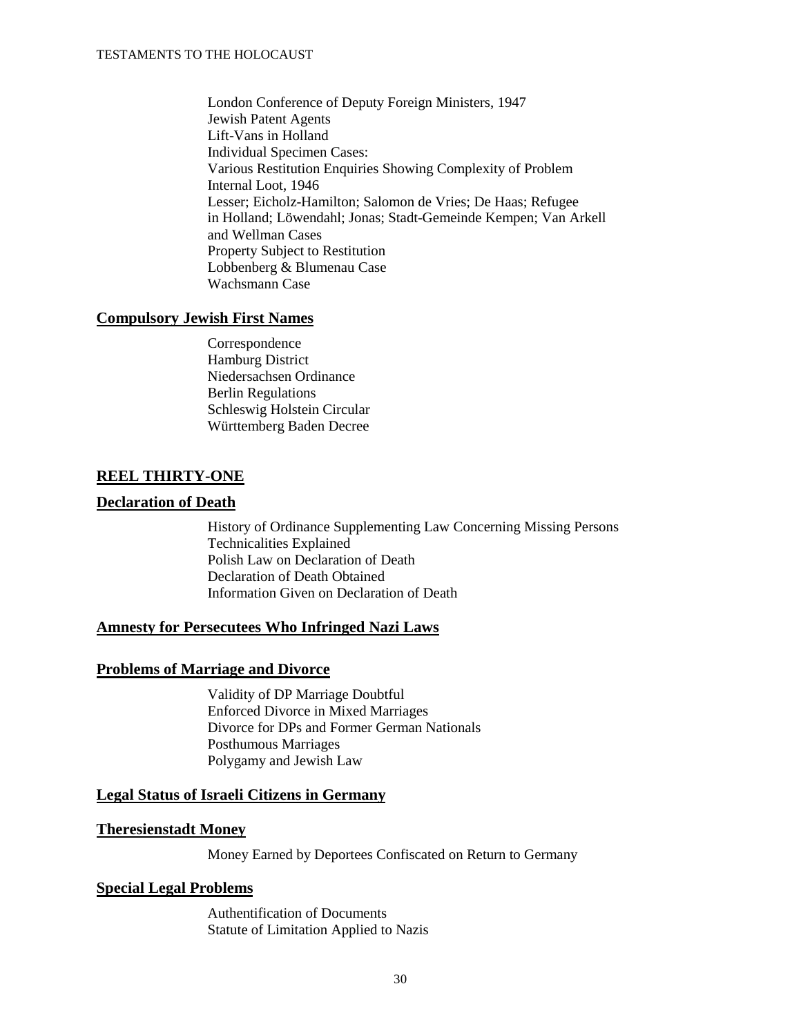London Conference of Deputy Foreign Ministers, 1947
Jewish Patent Agents
Lift-Vans in Holland
Individual Specimen Cases:
Various Restitution Enquiries Showing Complexity of Problem
Internal Loot, 1946
Lesser; Eicholz-Hamilton; Salomon de Vries; De Haas; Refugee in Holland; Löwendahl; Jonas; Stadt-Gemeinde Kempen; Van Arkell and Wellman Cases
Property Subject to Restitution
Lobbenberg & Blumenau Case
Wachsmann Case

**Compulsory Jewish First Names**

Correspondence
Hamburg District
Niedersachsen Ordinance
Berlin Regulations
Schleswig Holstein Circular
Württemberg Baden Decree

## REEL THIRTY-ONE

**Declaration of Death**

History of Ordinance Supplementing Law Concerning Missing Persons
Technicalities Explained
Polish Law on Declaration of Death
Declaration of Death Obtained
Information Given on Declaration of Death

**Amnesty for Persecutees Who Infringed Nazi Laws**

**Problems of Marriage and Divorce**

Validity of DP Marriage Doubtful
Enforced Divorce in Mixed Marriages
Divorce for DPs and Former German Nationals
Posthumous Marriages
Polygamy and Jewish Law

**Legal Status of Israeli Citizens in Germany**

**Theresienstadt Money**

Money Earned by Deportees Confiscated on Return to Germany

**Special Legal Problems**

Authentification of Documents
Statute of Limitation Applied to Nazis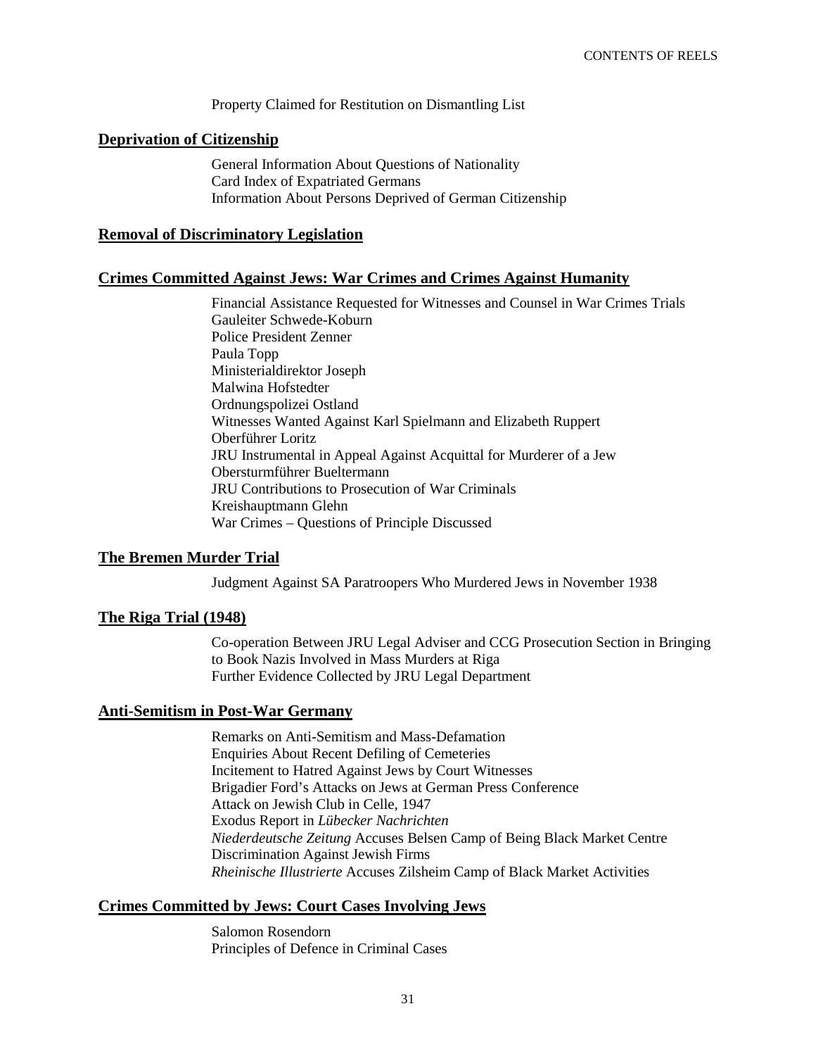Property Claimed for Restitution on Dismantling List

## Deprivation of Citizenship

General Information About Questions of Nationality
Card Index of Expatriated Germans
Information About Persons Deprived of German Citizenship

## Removal of Discriminatory Legislation

## Crimes Committed Against Jews: War Crimes and Crimes Against Humanity

Financial Assistance Requested for Witnesses and Counsel in War Crimes Trials
Gauleiter Schwede-Koburn
Police President Zenner
Paula Topp
Ministerialdirektor Joseph
Malwina Hofstedter
Ordnungspolizei Ostland
Witnesses Wanted Against Karl Spielmann and Elizabeth Ruppert
Oberführer Loritz
JRU Instrumental in Appeal Against Acquittal for Murderer of a Jew
Obersturmführer Bueltermann
JRU Contributions to Prosecution of War Criminals
Kreishauptmann Glehn
War Crimes – Questions of Principle Discussed

## The Bremen Murder Trial

Judgment Against SA Paratroopers Who Murdered Jews in November 1938

## The Riga Trial (1948)

Co-operation Between JRU Legal Adviser and CCG Prosecution Section in Bringing to Book Nazis Involved in Mass Murders at Riga
Further Evidence Collected by JRU Legal Department

## Anti-Semitism in Post-War Germany

Remarks on Anti-Semitism and Mass-Defamation
Enquiries About Recent Defiling of Cemeteries
Incitement to Hatred Against Jews by Court Witnesses
Brigadier Ford's Attacks on Jews at German Press Conference
Attack on Jewish Club in Celle, 1947
Exodus Report in *Lübecker Nachrichten*
*Niederdeutsche Zeitung* Accuses Belsen Camp of Being Black Market Centre
Discrimination Against Jewish Firms
*Rheinische Illustrierte* Accuses Zilsheim Camp of Black Market Activities

## Crimes Committed by Jews: Court Cases Involving Jews

Salomon Rosendorn
Principles of Defence in Criminal Cases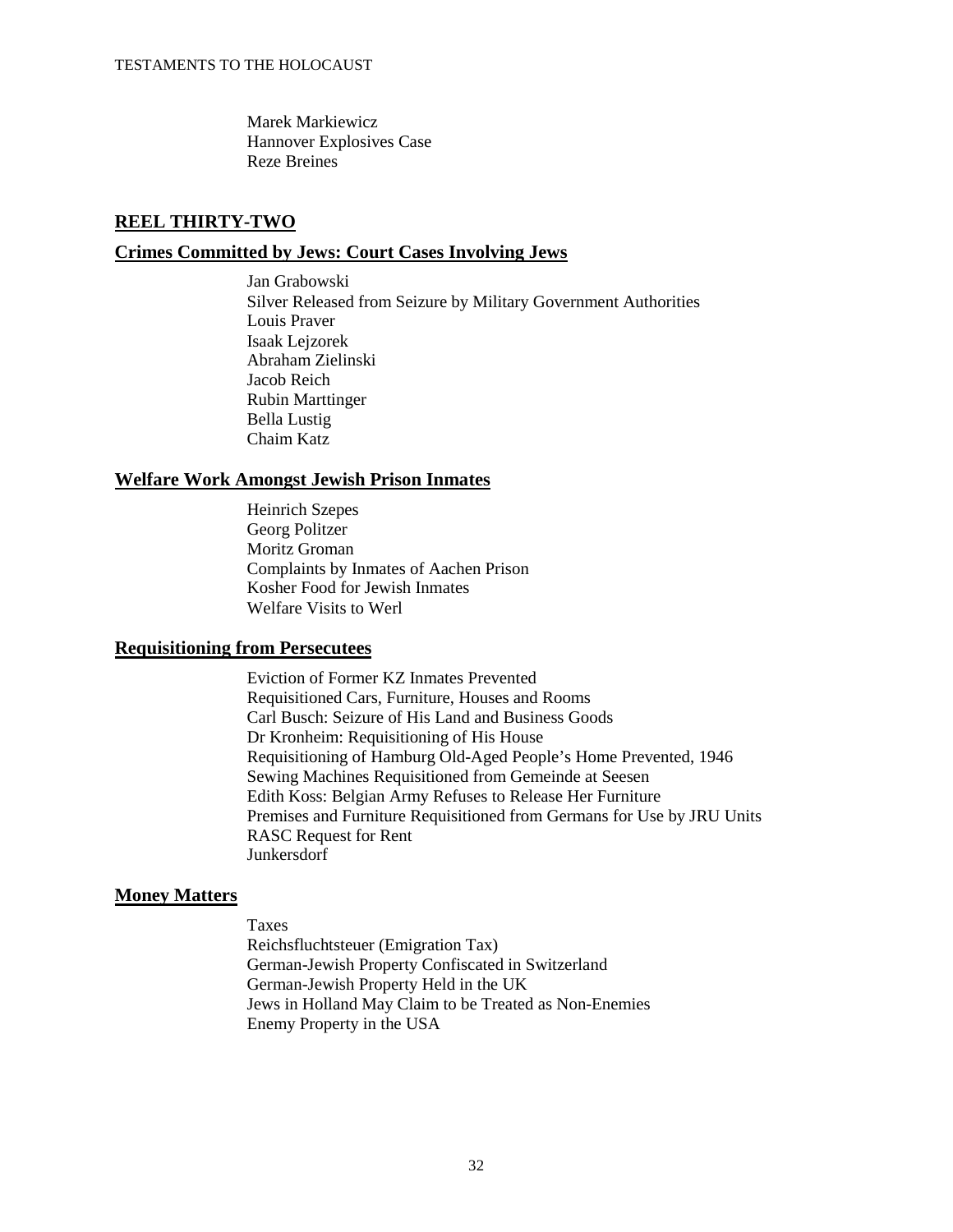Marek Markiewicz
Hannover Explosives Case
Reze Breines

## REEL THIRTY-TWO

### Crimes Committed by Jews: Court Cases Involving Jews

Jan Grabowski
Silver Released from Seizure by Military Government Authorities
Louis Praver
Isaak Lejzorek
Abraham Zielinski
Jacob Reich
Rubin Marttinger
Bella Lustig
Chaim Katz

### Welfare Work Amongst Jewish Prison Inmates

Heinrich Szepes
Georg Politzer
Moritz Groman
Complaints by Inmates of Aachen Prison
Kosher Food for Jewish Inmates
Welfare Visits to Werl

### Requisitioning from Persecutees

Eviction of Former KZ Inmates Prevented
Requisitioned Cars, Furniture, Houses and Rooms
Carl Busch: Seizure of His Land and Business Goods
Dr Kronheim: Requisitioning of His House
Requisitioning of Hamburg Old-Aged People's Home Prevented, 1946
Sewing Machines Requisitioned from Gemeinde at Seesen
Edith Koss: Belgian Army Refuses to Release Her Furniture
Premises and Furniture Requisitioned from Germans for Use by JRU Units
RASC Request for Rent
Junkersdorf

### Money Matters

Taxes
Reichsfluchtsteuer (Emigration Tax)
German-Jewish Property Confiscated in Switzerland
German-Jewish Property Held in the UK
Jews in Holland May Claim to be Treated as Non-Enemies
Enemy Property in the USA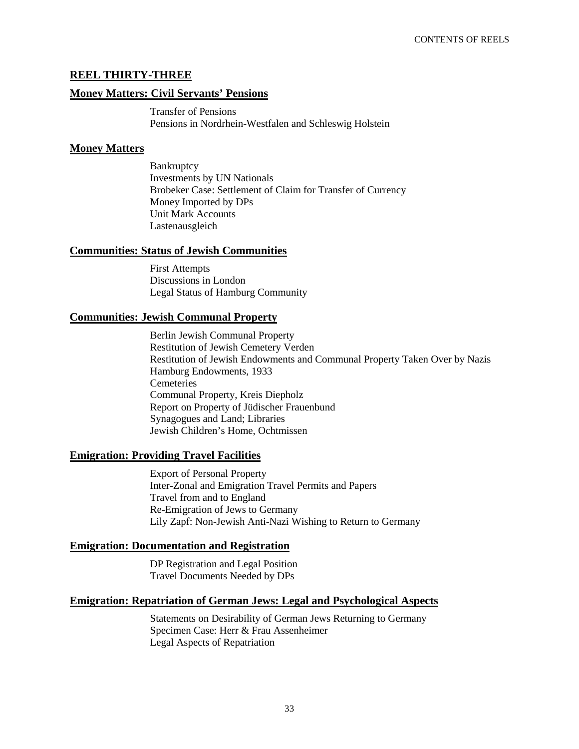## REEL THIRTY-THREE

### Money Matters: Civil Servants' Pensions

Transfer of Pensions
Pensions in Nordrhein-Westfalen and Schleswig Holstein

### Money Matters

Bankruptcy
Investments by UN Nationals
Brobeker Case: Settlement of Claim for Transfer of Currency
Money Imported by DPs
Unit Mark Accounts
Lastenausgleich

### Communities: Status of Jewish Communities

First Attempts
Discussions in London
Legal Status of Hamburg Community

### Communities: Jewish Communal Property

Berlin Jewish Communal Property
Restitution of Jewish Cemetery Verden
Restitution of Jewish Endowments and Communal Property Taken Over by Nazis
Hamburg Endowments, 1933
Cemeteries
Communal Property, Kreis Diepholz
Report on Property of Jüdischer Frauenbund
Synagogues and Land; Libraries
Jewish Children's Home, Ochtmissen

### Emigration: Providing Travel Facilities

Export of Personal Property
Inter-Zonal and Emigration Travel Permits and Papers
Travel from and to England
Re-Emigration of Jews to Germany
Lily Zapf: Non-Jewish Anti-Nazi Wishing to Return to Germany

### Emigration: Documentation and Registration

DP Registration and Legal Position
Travel Documents Needed by DPs

### Emigration: Repatriation of German Jews: Legal and Psychological Aspects

Statements on Desirability of German Jews Returning to Germany
Specimen Case: Herr & Frau Assenheimer
Legal Aspects of Repatriation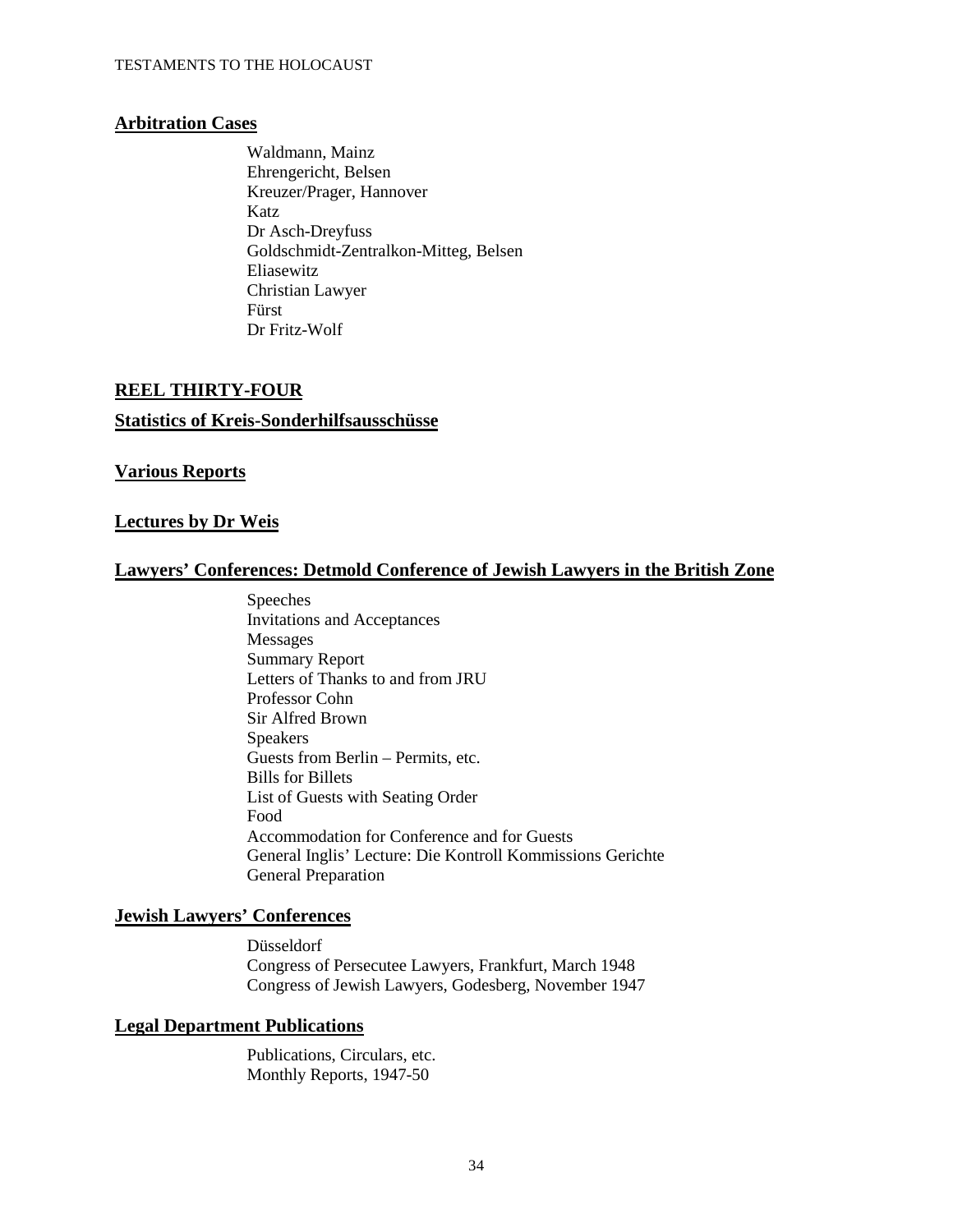## Arbitration Cases

Waldmann, Mainz
Ehrengericht, Belsen
Kreuzer/Prager, Hannover
Katz
Dr Asch-Dreyfuss
Goldschmidt-Zentralkon-Mitteg, Belsen
Eliasewitz
Christian Lawyer
Fürst
Dr Fritz-Wolf

## REEL THIRTY-FOUR

## Statistics of Kreis-Sonderhilfsausschüsse

## Various Reports

## Lectures by Dr Weis

## Lawyers' Conferences: Detmold Conference of Jewish Lawyers in the British Zone

Speeches
Invitations and Acceptances
Messages
Summary Report
Letters of Thanks to and from JRU
Professor Cohn
Sir Alfred Brown
Speakers
Guests from Berlin – Permits, etc.
Bills for Billets
List of Guests with Seating Order
Food
Accommodation for Conference and for Guests
General Inglis' Lecture: Die Kontroll Kommissions Gerichte
General Preparation

## Jewish Lawyers' Conferences

Düsseldorf
Congress of Persecutee Lawyers, Frankfurt, March 1948
Congress of Jewish Lawyers, Godesberg, November 1947

## Legal Department Publications

Publications, Circulars, etc.
Monthly Reports, 1947-50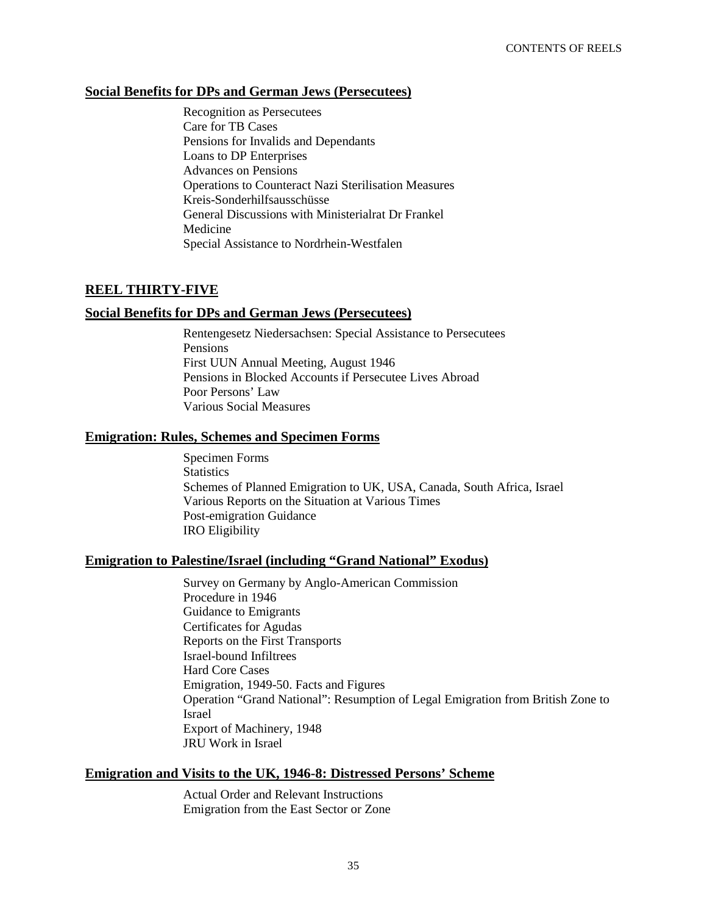### Social Benefits for DPs and German Jews (Persecutees)

Recognition as Persecutees
Care for TB Cases
Pensions for Invalids and Dependants
Loans to DP Enterprises
Advances on Pensions
Operations to Counteract Nazi Sterilisation Measures
Kreis-Sonderhilfsausschüsse
General Discussions with Ministerialrat Dr Frankel
Medicine
Special Assistance to Nordrhein-Westfalen

## REEL THIRTY-FIVE

### Social Benefits for DPs and German Jews (Persecutees)

Rentengesetz Niedersachsen: Special Assistance to Persecutees
Pensions
First UUN Annual Meeting, August 1946
Pensions in Blocked Accounts if Persecutee Lives Abroad
Poor Persons' Law
Various Social Measures

### Emigration: Rules, Schemes and Specimen Forms

Specimen Forms
Statistics
Schemes of Planned Emigration to UK, USA, Canada, South Africa, Israel
Various Reports on the Situation at Various Times
Post-emigration Guidance
IRO Eligibility

### Emigration to Palestine/Israel (including "Grand National" Exodus)

Survey on Germany by Anglo-American Commission
Procedure in 1946
Guidance to Emigrants
Certificates for Agudas
Reports on the First Transports
Israel-bound Infiltrees
Hard Core Cases
Emigration, 1949-50. Facts and Figures
Operation "Grand National": Resumption of Legal Emigration from British Zone to Israel
Export of Machinery, 1948
JRU Work in Israel

### Emigration and Visits to the UK, 1946-8: Distressed Persons' Scheme

Actual Order and Relevant Instructions
Emigration from the East Sector or Zone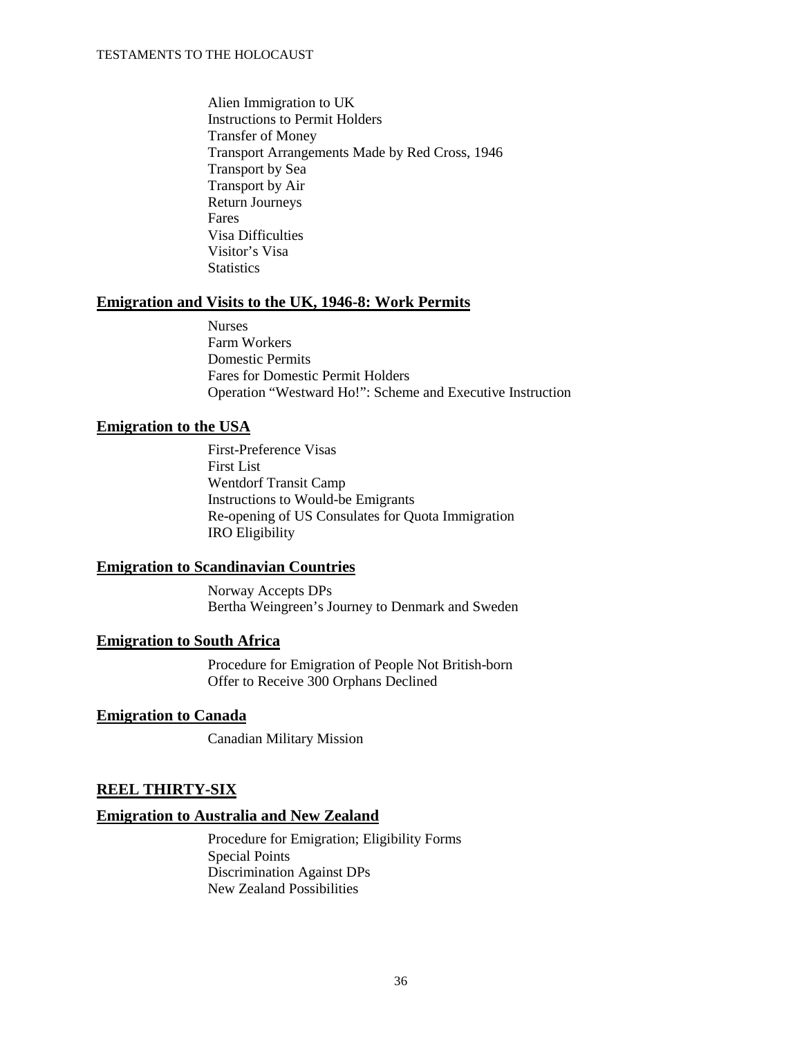Alien Immigration to UK
Instructions to Permit Holders
Transfer of Money
Transport Arrangements Made by Red Cross, 1946
Transport by Sea
Transport by Air
Return Journeys
Fares
Visa Difficulties
Visitor's Visa
Statistics

## Emigration and Visits to the UK, 1946-8: Work Permits

Nurses
Farm Workers
Domestic Permits
Fares for Domestic Permit Holders
Operation "Westward Ho!": Scheme and Executive Instruction

## Emigration to the USA

First-Preference Visas
First List
Wentdorf Transit Camp
Instructions to Would-be Emigrants
Re-opening of US Consulates for Quota Immigration
IRO Eligibility

## Emigration to Scandinavian Countries

Norway Accepts DPs
Bertha Weingreen's Journey to Denmark and Sweden

## Emigration to South Africa

Procedure for Emigration of People Not British-born
Offer to Receive 300 Orphans Declined

## Emigration to Canada

Canadian Military Mission

# REEL THIRTY-SIX

## Emigration to Australia and New Zealand

Procedure for Emigration; Eligibility Forms
Special Points
Discrimination Against DPs
New Zealand Possibilities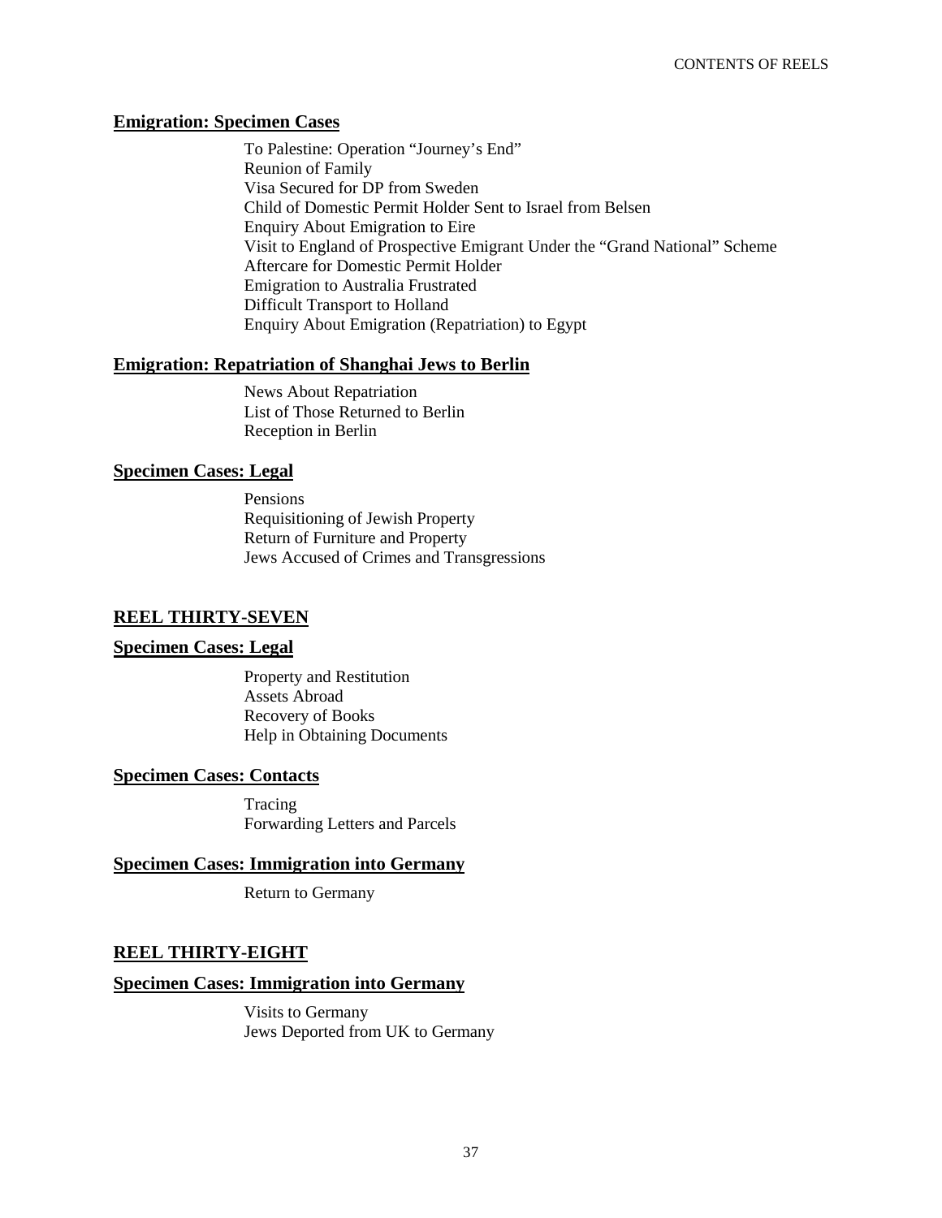**Emigration: Specimen Cases**

To Palestine: Operation "Journey's End"
Reunion of Family
Visa Secured for DP from Sweden
Child of Domestic Permit Holder Sent to Israel from Belsen
Enquiry About Emigration to Eire
Visit to England of Prospective Emigrant Under the "Grand National" Scheme
Aftercare for Domestic Permit Holder
Emigration to Australia Frustrated
Difficult Transport to Holland
Enquiry About Emigration (Repatriation) to Egypt

**Emigration: Repatriation of Shanghai Jews to Berlin**

News About Repatriation
List of Those Returned to Berlin
Reception in Berlin

**Specimen Cases: Legal**

Pensions
Requisitioning of Jewish Property
Return of Furniture and Property
Jews Accused of Crimes and Transgressions

## REEL THIRTY-SEVEN

**Specimen Cases: Legal**

Property and Restitution
Assets Abroad
Recovery of Books
Help in Obtaining Documents

**Specimen Cases: Contacts**

Tracing
Forwarding Letters and Parcels

**Specimen Cases: Immigration into Germany**

Return to Germany

## REEL THIRTY-EIGHT

**Specimen Cases: Immigration into Germany**

Visits to Germany
Jews Deported from UK to Germany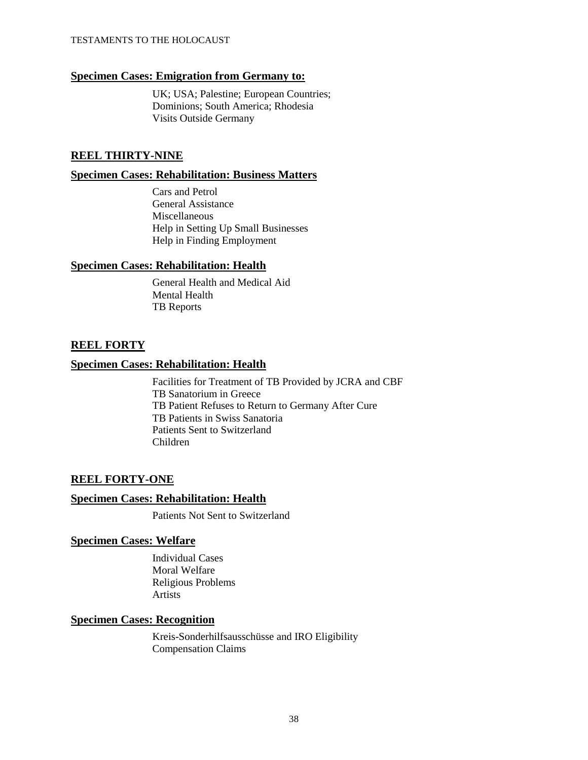**Specimen Cases: Emigration from Germany to:**

UK; USA; Palestine; European Countries;
Dominions; South America; Rhodesia
Visits Outside Germany

## REEL THIRTY-NINE

**Specimen Cases: Rehabilitation: Business Matters**

Cars and Petrol
General Assistance
Miscellaneous
Help in Setting Up Small Businesses
Help in Finding Employment

**Specimen Cases: Rehabilitation: Health**

General Health and Medical Aid
Mental Health
TB Reports

## REEL FORTY

**Specimen Cases: Rehabilitation: Health**

Facilities for Treatment of TB Provided by JCRA and CBF
TB Sanatorium in Greece
TB Patient Refuses to Return to Germany After Cure
TB Patients in Swiss Sanatoria
Patients Sent to Switzerland
Children

## REEL FORTY-ONE

**Specimen Cases: Rehabilitation: Health**

Patients Not Sent to Switzerland

**Specimen Cases: Welfare**

Individual Cases
Moral Welfare
Religious Problems
Artists

**Specimen Cases: Recognition**

Kreis-Sonderhilfsausschüsse and IRO Eligibility
Compensation Claims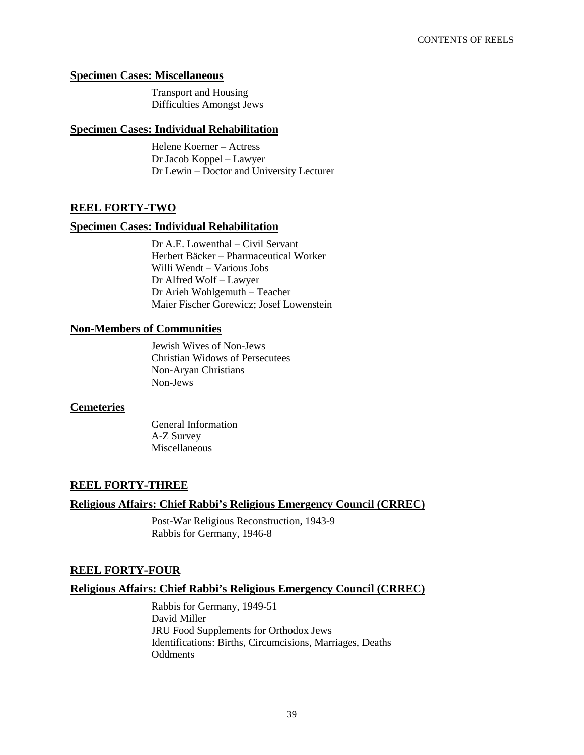**Specimen Cases: Miscellaneous**

Transport and Housing
Difficulties Amongst Jews

**Specimen Cases: Individual Rehabilitation**

Helene Koerner – Actress
Dr Jacob Koppel – Lawyer
Dr Lewin – Doctor and University Lecturer

## REEL FORTY-TWO

**Specimen Cases: Individual Rehabilitation**

Dr A.E. Lowenthal – Civil Servant
Herbert Bäcker – Pharmaceutical Worker
Willi Wendt – Various Jobs
Dr Alfred Wolf – Lawyer
Dr Arieh Wohlgemuth – Teacher
Maier Fischer Gorewicz; Josef Lowenstein

**Non-Members of Communities**

Jewish Wives of Non-Jews
Christian Widows of Persecutees
Non-Aryan Christians
Non-Jews

**Cemeteries**

General Information
A-Z Survey
Miscellaneous

## REEL FORTY-THREE

**Religious Affairs: Chief Rabbi's Religious Emergency Council (CRREC)**

Post-War Religious Reconstruction, 1943-9
Rabbis for Germany, 1946-8

## REEL FORTY-FOUR

**Religious Affairs: Chief Rabbi's Religious Emergency Council (CRREC)**

Rabbis for Germany, 1949-51
David Miller
JRU Food Supplements for Orthodox Jews
Identifications: Births, Circumcisions, Marriages, Deaths
Oddments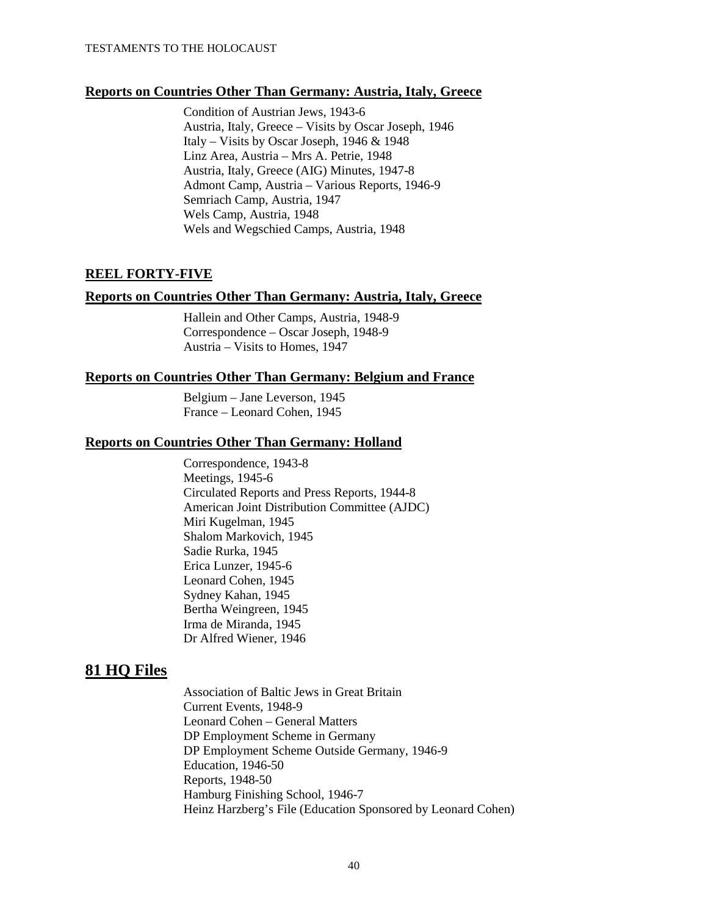### Reports on Countries Other Than Germany: Austria, Italy, Greece

Condition of Austrian Jews, 1943-6
Austria, Italy, Greece – Visits by Oscar Joseph, 1946
Italy – Visits by Oscar Joseph, 1946 & 1948
Linz Area, Austria – Mrs A. Petrie, 1948
Austria, Italy, Greece (AIG) Minutes, 1947-8
Admont Camp, Austria – Various Reports, 1946-9
Semriach Camp, Austria, 1947
Wels Camp, Austria, 1948
Wels and Wegschied Camps, Austria, 1948

### REEL FORTY-FIVE

### Reports on Countries Other Than Germany: Austria, Italy, Greece

Hallein and Other Camps, Austria, 1948-9
Correspondence – Oscar Joseph, 1948-9
Austria – Visits to Homes, 1947

### Reports on Countries Other Than Germany: Belgium and France

Belgium – Jane Leverson, 1945
France – Leonard Cohen, 1945

### Reports on Countries Other Than Germany: Holland

Correspondence, 1943-8
Meetings, 1945-6
Circulated Reports and Press Reports, 1944-8
American Joint Distribution Committee (AJDC)
Miri Kugelman, 1945
Shalom Markovich, 1945
Sadie Rurka, 1945
Erica Lunzer, 1945-6
Leonard Cohen, 1945
Sydney Kahan, 1945
Bertha Weingreen, 1945
Irma de Miranda, 1945
Dr Alfred Wiener, 1946

## 81 HQ Files

Association of Baltic Jews in Great Britain
Current Events, 1948-9
Leonard Cohen – General Matters
DP Employment Scheme in Germany
DP Employment Scheme Outside Germany, 1946-9
Education, 1946-50
Reports, 1948-50
Hamburg Finishing School, 1946-7
Heinz Harzberg's File (Education Sponsored by Leonard Cohen)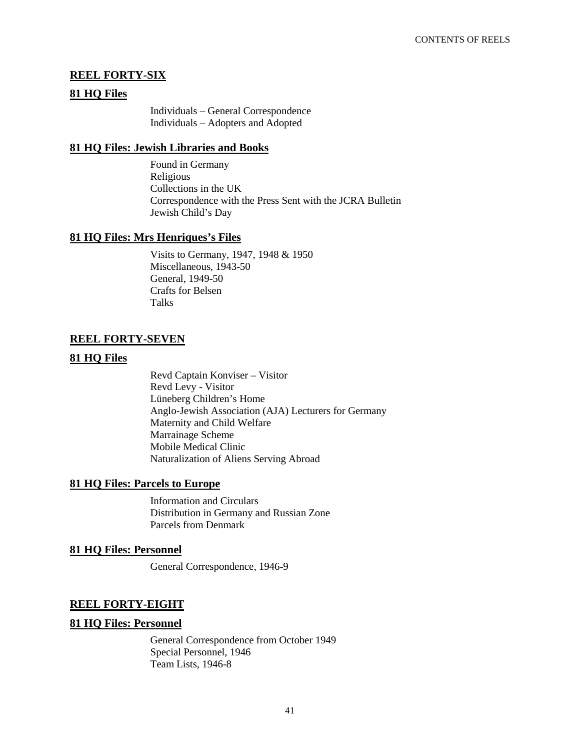## REEL FORTY-SIX

### 81 HQ Files

Individuals – General Correspondence
Individuals – Adopters and Adopted

### 81 HQ Files: Jewish Libraries and Books

Found in Germany
Religious
Collections in the UK
Correspondence with the Press Sent with the JCRA Bulletin
Jewish Child's Day

### 81 HQ Files: Mrs Henriques's Files

Visits to Germany, 1947, 1948 & 1950
Miscellaneous, 1943-50
General, 1949-50
Crafts for Belsen
Talks

## REEL FORTY-SEVEN

### 81 HQ Files

Revd Captain Konviser – Visitor
Revd Levy - Visitor
Lüneberg Children's Home
Anglo-Jewish Association (AJA) Lecturers for Germany
Maternity and Child Welfare
Marrainage Scheme
Mobile Medical Clinic
Naturalization of Aliens Serving Abroad

### 81 HQ Files: Parcels to Europe

Information and Circulars
Distribution in Germany and Russian Zone
Parcels from Denmark

### 81 HQ Files: Personnel

General Correspondence, 1946-9

## REEL FORTY-EIGHT

### 81 HQ Files: Personnel

General Correspondence from October 1949
Special Personnel, 1946
Team Lists, 1946-8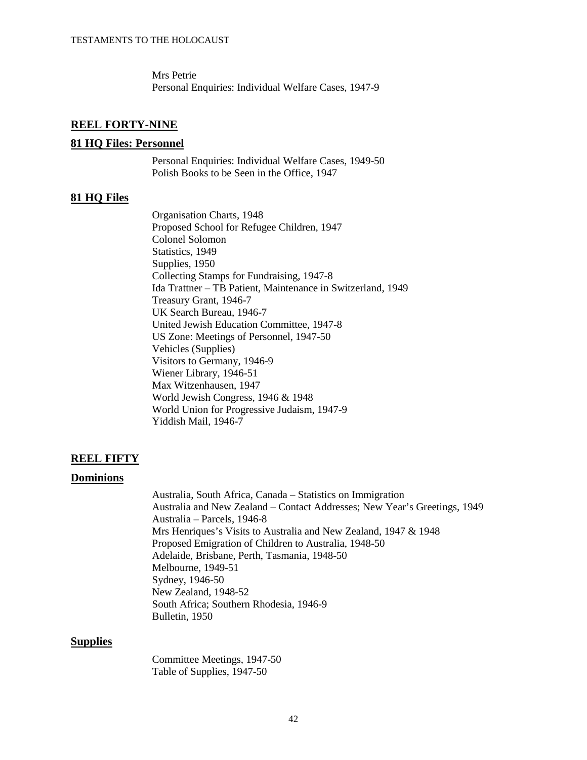Mrs Petrie
Personal Enquiries: Individual Welfare Cases, 1947-9

## REEL FORTY-NINE

### 81 HQ Files: Personnel

Personal Enquiries: Individual Welfare Cases, 1949-50
Polish Books to be Seen in the Office, 1947

### 81 HQ Files

Organisation Charts, 1948
Proposed School for Refugee Children, 1947
Colonel Solomon
Statistics, 1949
Supplies, 1950
Collecting Stamps for Fundraising, 1947-8
Ida Trattner – TB Patient, Maintenance in Switzerland, 1949
Treasury Grant, 1946-7
UK Search Bureau, 1946-7
United Jewish Education Committee, 1947-8
US Zone: Meetings of Personnel, 1947-50
Vehicles (Supplies)
Visitors to Germany, 1946-9
Wiener Library, 1946-51
Max Witzenhausen, 1947
World Jewish Congress, 1946 & 1948
World Union for Progressive Judaism, 1947-9
Yiddish Mail, 1946-7

## REEL FIFTY

### Dominions

Australia, South Africa, Canada – Statistics on Immigration
Australia and New Zealand – Contact Addresses; New Year's Greetings, 1949
Australia – Parcels, 1946-8
Mrs Henriques's Visits to Australia and New Zealand, 1947 & 1948
Proposed Emigration of Children to Australia, 1948-50
Adelaide, Brisbane, Perth, Tasmania, 1948-50
Melbourne, 1949-51
Sydney, 1946-50
New Zealand, 1948-52
South Africa; Southern Rhodesia, 1946-9
Bulletin, 1950

### Supplies

Committee Meetings, 1947-50
Table of Supplies, 1947-50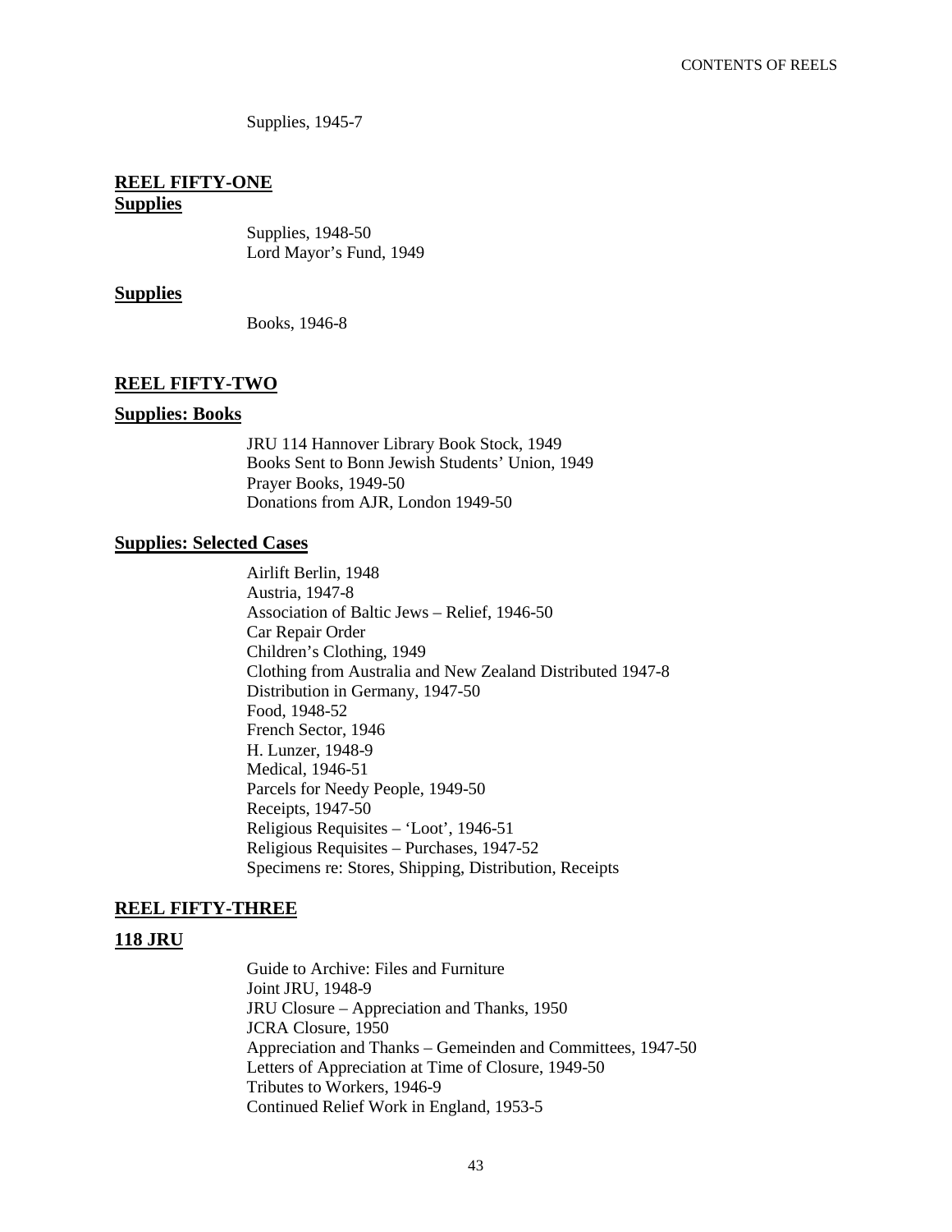Supplies, 1945-7

## REEL FIFTY-ONE

**Supplies**

Supplies, 1948-50
Lord Mayor's Fund, 1949

**Supplies**

Books, 1946-8

## REEL FIFTY-TWO

**Supplies: Books**

JRU 114 Hannover Library Book Stock, 1949
Books Sent to Bonn Jewish Students' Union, 1949
Prayer Books, 1949-50
Donations from AJR, London 1949-50

**Supplies: Selected Cases**

Airlift Berlin, 1948
Austria, 1947-8
Association of Baltic Jews – Relief, 1946-50
Car Repair Order
Children's Clothing, 1949
Clothing from Australia and New Zealand Distributed 1947-8
Distribution in Germany, 1947-50
Food, 1948-52
French Sector, 1946
H. Lunzer, 1948-9
Medical, 1946-51
Parcels for Needy People, 1949-50
Receipts, 1947-50
Religious Requisites – 'Loot', 1946-51
Religious Requisites – Purchases, 1947-52
Specimens re: Stores, Shipping, Distribution, Receipts

## REEL FIFTY-THREE

**118 JRU**

Guide to Archive: Files and Furniture
Joint JRU, 1948-9
JRU Closure – Appreciation and Thanks, 1950
JCRA Closure, 1950
Appreciation and Thanks – Gemeinden and Committees, 1947-50
Letters of Appreciation at Time of Closure, 1949-50
Tributes to Workers, 1946-9
Continued Relief Work in England, 1953-5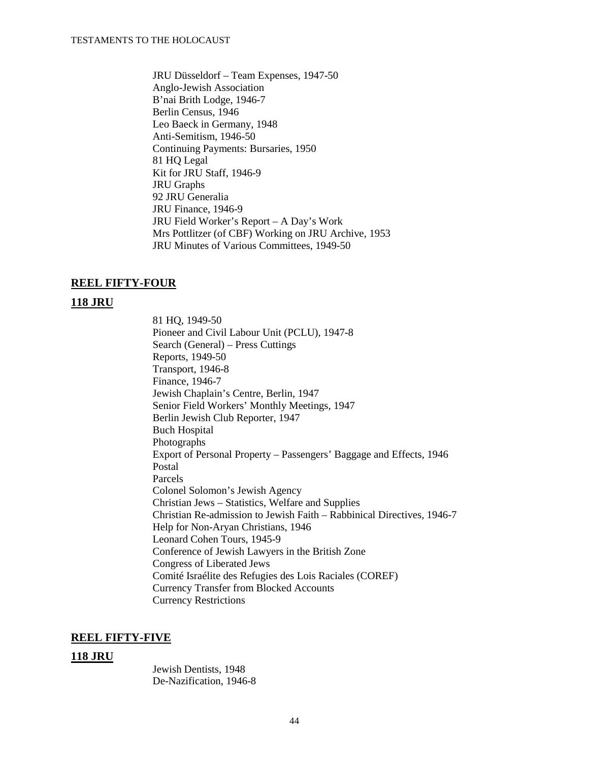JRU Düsseldorf – Team Expenses, 1947-50
Anglo-Jewish Association
B'nai Brith Lodge, 1946-7
Berlin Census, 1946
Leo Baeck in Germany, 1948
Anti-Semitism, 1946-50
Continuing Payments: Bursaries, 1950
81 HQ Legal
Kit for JRU Staff, 1946-9
JRU Graphs
92 JRU Generalia
JRU Finance, 1946-9
JRU Field Worker's Report – A Day's Work
Mrs Pottlitzer (of CBF) Working on JRU Archive, 1953
JRU Minutes of Various Committees, 1949-50

## REEL FIFTY-FOUR

### 118 JRU

81 HQ, 1949-50
Pioneer and Civil Labour Unit (PCLU), 1947-8
Search (General) – Press Cuttings
Reports, 1949-50
Transport, 1946-8
Finance, 1946-7
Jewish Chaplain's Centre, Berlin, 1947
Senior Field Workers' Monthly Meetings, 1947
Berlin Jewish Club Reporter, 1947
Buch Hospital
Photographs
Export of Personal Property – Passengers' Baggage and Effects, 1946
Postal
Parcels
Colonel Solomon's Jewish Agency
Christian Jews – Statistics, Welfare and Supplies
Christian Re-admission to Jewish Faith – Rabbinical Directives, 1946-7
Help for Non-Aryan Christians, 1946
Leonard Cohen Tours, 1945-9
Conference of Jewish Lawyers in the British Zone
Congress of Liberated Jews
Comité Israélite des Refugies des Lois Raciales (COREF)
Currency Transfer from Blocked Accounts
Currency Restrictions

## REEL FIFTY-FIVE

### 118 JRU

Jewish Dentists, 1948
De-Nazification, 1946-8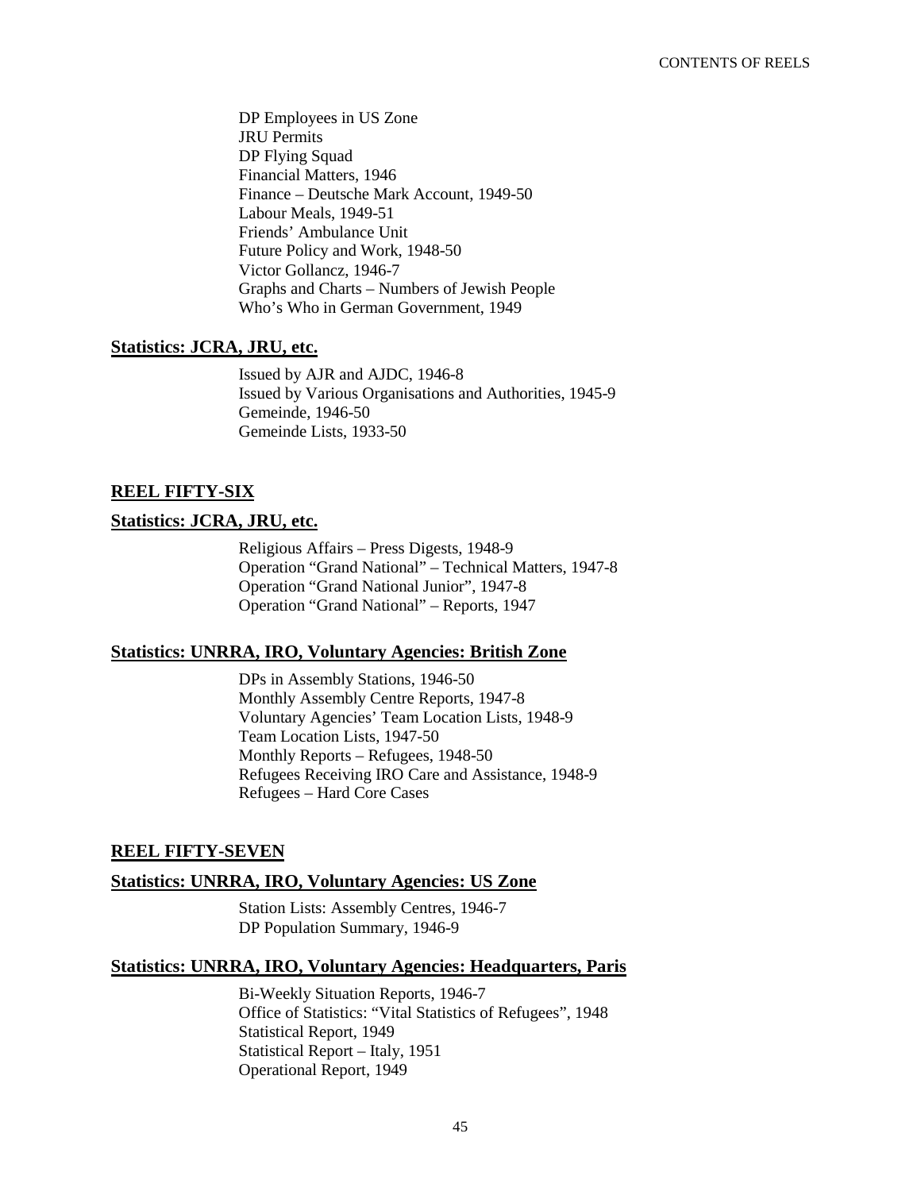DP Employees in US Zone
JRU Permits
DP Flying Squad
Financial Matters, 1946
Finance – Deutsche Mark Account, 1949-50
Labour Meals, 1949-51
Friends' Ambulance Unit
Future Policy and Work, 1948-50
Victor Gollancz, 1946-7
Graphs and Charts – Numbers of Jewish People
Who's Who in German Government, 1949

### **Statistics: JCRA, JRU, etc.**

Issued by AJR and AJDC, 1946-8
Issued by Various Organisations and Authorities, 1945-9
Gemeinde, 1946-50
Gemeinde Lists, 1933-50

## **REEL FIFTY-SIX**

### **Statistics: JCRA, JRU, etc.**

Religious Affairs – Press Digests, 1948-9
Operation "Grand National" – Technical Matters, 1947-8
Operation "Grand National Junior", 1947-8
Operation "Grand National" – Reports, 1947

### **Statistics: UNRRA, IRO, Voluntary Agencies: British Zone**

DPs in Assembly Stations, 1946-50
Monthly Assembly Centre Reports, 1947-8
Voluntary Agencies' Team Location Lists, 1948-9
Team Location Lists, 1947-50
Monthly Reports – Refugees, 1948-50
Refugees Receiving IRO Care and Assistance, 1948-9
Refugees – Hard Core Cases

## **REEL FIFTY-SEVEN**

### **Statistics: UNRRA, IRO, Voluntary Agencies: US Zone**

Station Lists: Assembly Centres, 1946-7
DP Population Summary, 1946-9

### **Statistics: UNRRA, IRO, Voluntary Agencies: Headquarters, Paris**

Bi-Weekly Situation Reports, 1946-7
Office of Statistics: "Vital Statistics of Refugees", 1948
Statistical Report, 1949
Statistical Report – Italy, 1951
Operational Report, 1949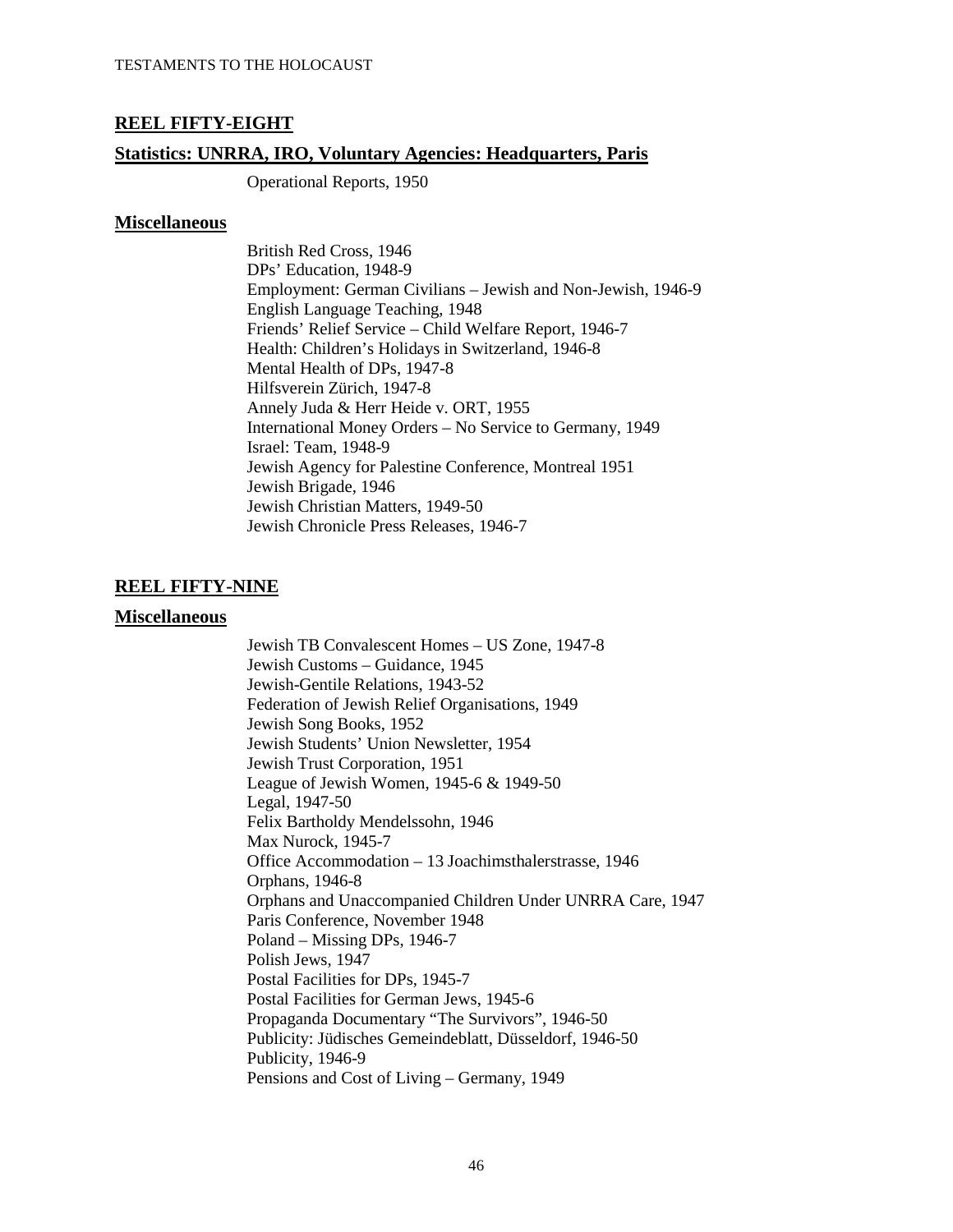## REEL FIFTY-EIGHT

### Statistics: UNRRA, IRO, Voluntary Agencies: Headquarters, Paris

Operational Reports, 1950

### Miscellaneous

British Red Cross, 1946
DPs' Education, 1948-9
Employment: German Civilians – Jewish and Non-Jewish, 1946-9
English Language Teaching, 1948
Friends' Relief Service – Child Welfare Report, 1946-7
Health: Children's Holidays in Switzerland, 1946-8
Mental Health of DPs, 1947-8
Hilfsverein Zürich, 1947-8
Annely Juda & Herr Heide v. ORT, 1955
International Money Orders – No Service to Germany, 1949
Israel: Team, 1948-9
Jewish Agency for Palestine Conference, Montreal 1951
Jewish Brigade, 1946
Jewish Christian Matters, 1949-50
Jewish Chronicle Press Releases, 1946-7

## REEL FIFTY-NINE

### Miscellaneous

Jewish TB Convalescent Homes – US Zone, 1947-8
Jewish Customs – Guidance, 1945
Jewish-Gentile Relations, 1943-52
Federation of Jewish Relief Organisations, 1949
Jewish Song Books, 1952
Jewish Students' Union Newsletter, 1954
Jewish Trust Corporation, 1951
League of Jewish Women, 1945-6 & 1949-50
Legal, 1947-50
Felix Bartholdy Mendelssohn, 1946
Max Nurock, 1945-7
Office Accommodation – 13 Joachimsthalerstrasse, 1946
Orphans, 1946-8
Orphans and Unaccompanied Children Under UNRRA Care, 1947
Paris Conference, November 1948
Poland – Missing DPs, 1946-7
Polish Jews, 1947
Postal Facilities for DPs, 1945-7
Postal Facilities for German Jews, 1945-6
Propaganda Documentary "The Survivors", 1946-50
Publicity: Jüdisches Gemeindeblatt, Düsseldorf, 1946-50
Publicity, 1946-9
Pensions and Cost of Living – Germany, 1949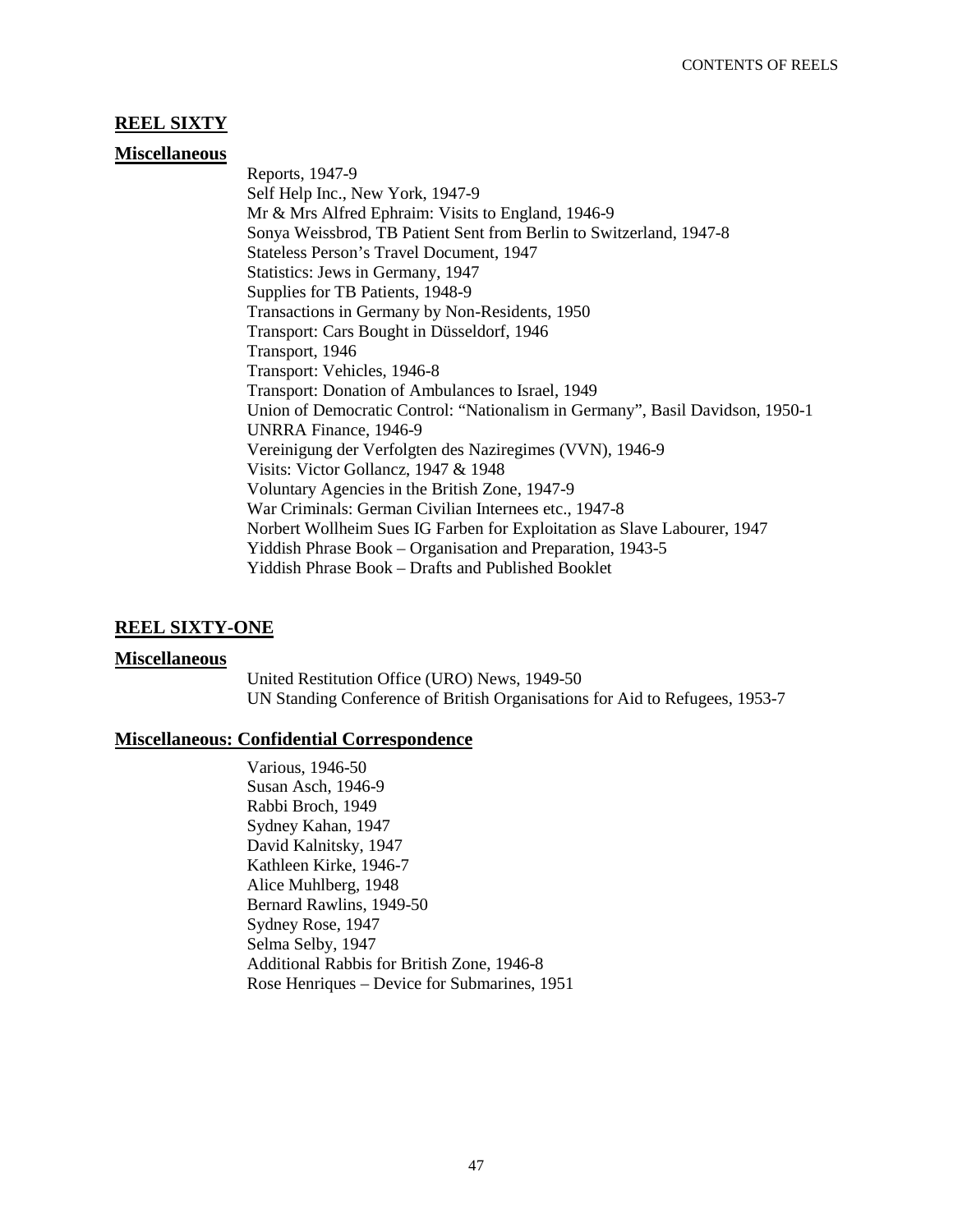## REEL SIXTY

### Miscellaneous

Reports, 1947-9
Self Help Inc., New York, 1947-9
Mr & Mrs Alfred Ephraim: Visits to England, 1946-9
Sonya Weissbrod, TB Patient Sent from Berlin to Switzerland, 1947-8
Stateless Person's Travel Document, 1947
Statistics: Jews in Germany, 1947
Supplies for TB Patients, 1948-9
Transactions in Germany by Non-Residents, 1950
Transport: Cars Bought in Düsseldorf, 1946
Transport, 1946
Transport: Vehicles, 1946-8
Transport: Donation of Ambulances to Israel, 1949
Union of Democratic Control: "Nationalism in Germany", Basil Davidson, 1950-1
UNRRA Finance, 1946-9
Vereinigung der Verfolgten des Naziregimes (VVN), 1946-9
Visits: Victor Gollancz, 1947 & 1948
Voluntary Agencies in the British Zone, 1947-9
War Criminals: German Civilian Internees etc., 1947-8
Norbert Wollheim Sues IG Farben for Exploitation as Slave Labourer, 1947
Yiddish Phrase Book – Organisation and Preparation, 1943-5
Yiddish Phrase Book – Drafts and Published Booklet

## REEL SIXTY-ONE

### Miscellaneous

United Restitution Office (URO) News, 1949-50
UN Standing Conference of British Organisations for Aid to Refugees, 1953-7

### Miscellaneous: Confidential Correspondence

Various, 1946-50
Susan Asch, 1946-9
Rabbi Broch, 1949
Sydney Kahan, 1947
David Kalnitsky, 1947
Kathleen Kirke, 1946-7
Alice Muhlberg, 1948
Bernard Rawlins, 1949-50
Sydney Rose, 1947
Selma Selby, 1947
Additional Rabbis for British Zone, 1946-8
Rose Henriques – Device for Submarines, 1951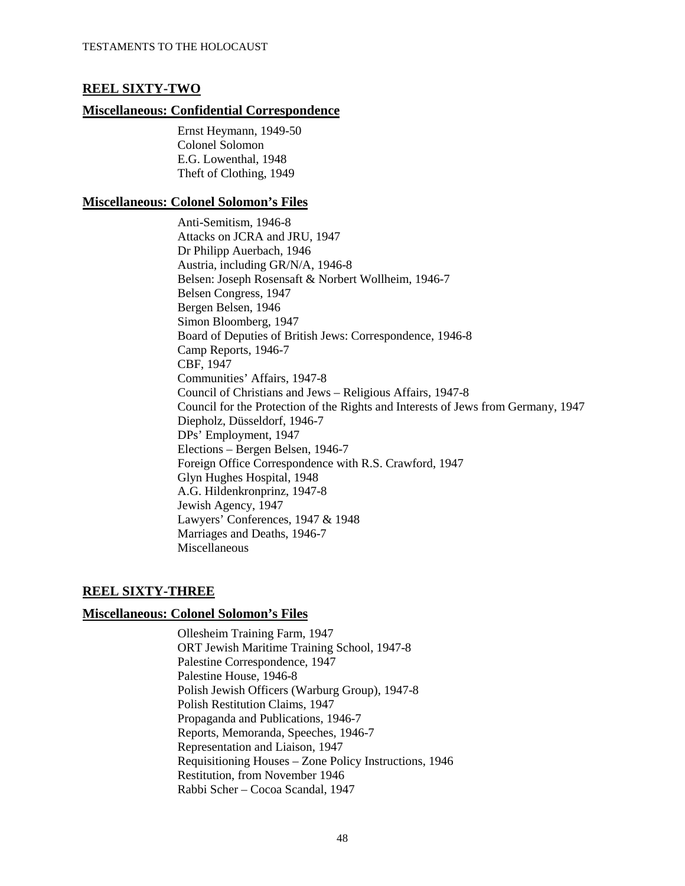## REEL SIXTY-TWO

### Miscellaneous: Confidential Correspondence

Ernst Heymann, 1949-50
Colonel Solomon
E.G. Lowenthal, 1948
Theft of Clothing, 1949

### Miscellaneous: Colonel Solomon's Files

Anti-Semitism, 1946-8
Attacks on JCRA and JRU, 1947
Dr Philipp Auerbach, 1946
Austria, including GR/N/A, 1946-8
Belsen: Joseph Rosensaft & Norbert Wollheim, 1946-7
Belsen Congress, 1947
Bergen Belsen, 1946
Simon Bloomberg, 1947
Board of Deputies of British Jews: Correspondence, 1946-8
Camp Reports, 1946-7
CBF, 1947
Communities' Affairs, 1947-8
Council of Christians and Jews – Religious Affairs, 1947-8
Council for the Protection of the Rights and Interests of Jews from Germany, 1947
Diepholz, Düsseldorf, 1946-7
DPs' Employment, 1947
Elections – Bergen Belsen, 1946-7
Foreign Office Correspondence with R.S. Crawford, 1947
Glyn Hughes Hospital, 1948
A.G. Hildenkronprinz, 1947-8
Jewish Agency, 1947
Lawyers' Conferences, 1947 & 1948
Marriages and Deaths, 1946-7
Miscellaneous

## REEL SIXTY-THREE

### Miscellaneous: Colonel Solomon's Files

Ollesheim Training Farm, 1947
ORT Jewish Maritime Training School, 1947-8
Palestine Correspondence, 1947
Palestine House, 1946-8
Polish Jewish Officers (Warburg Group), 1947-8
Polish Restitution Claims, 1947
Propaganda and Publications, 1946-7
Reports, Memoranda, Speeches, 1946-7
Representation and Liaison, 1947
Requisitioning Houses – Zone Policy Instructions, 1946
Restitution, from November 1946
Rabbi Scher – Cocoa Scandal, 1947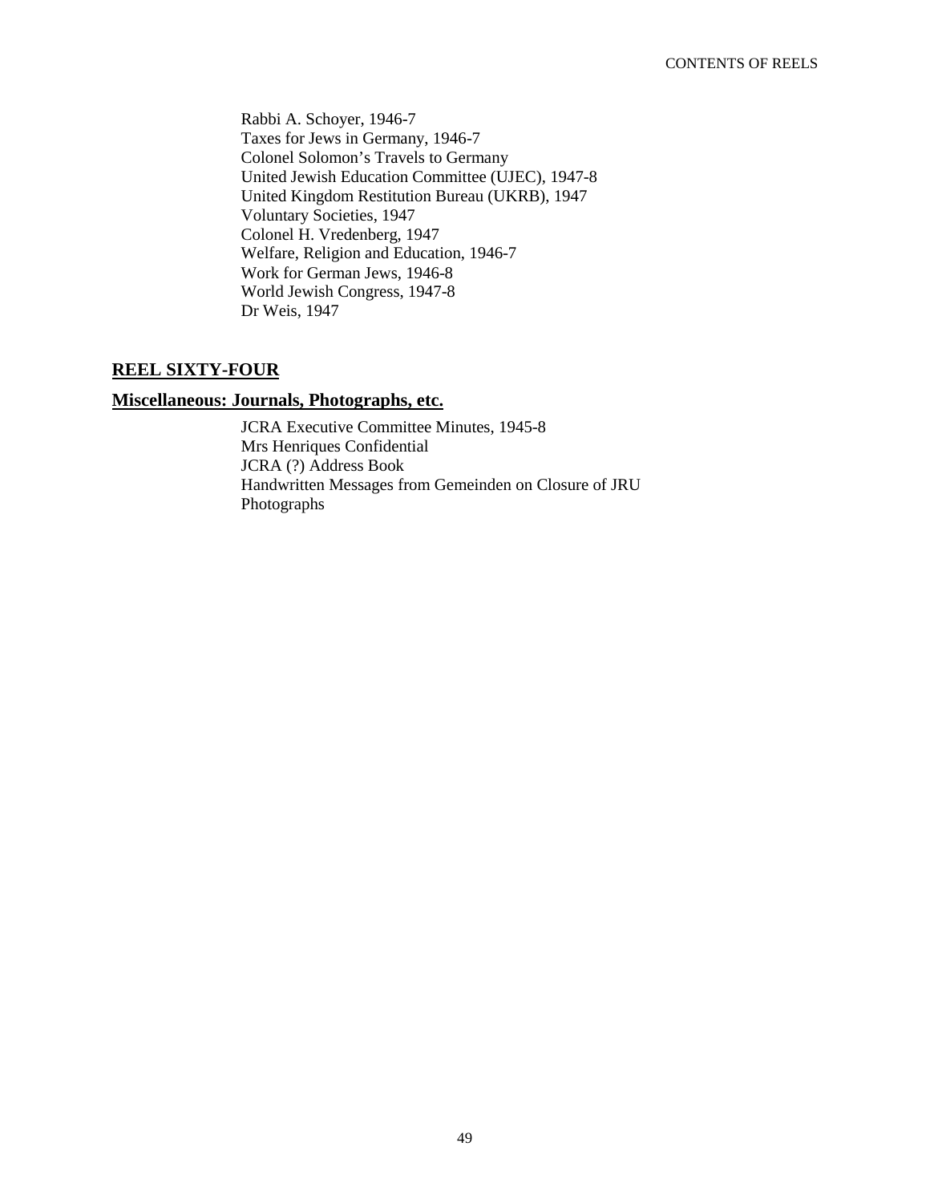Rabbi A. Schoyer, 1946-7
Taxes for Jews in Germany, 1946-7
Colonel Solomon's Travels to Germany
United Jewish Education Committee (UJEC), 1947-8
United Kingdom Restitution Bureau (UKRB), 1947
Voluntary Societies, 1947
Colonel H. Vredenberg, 1947
Welfare, Religion and Education, 1946-7
Work for German Jews, 1946-8
World Jewish Congress, 1947-8
Dr Weis, 1947

## REEL SIXTY-FOUR

### Miscellaneous: Journals, Photographs, etc.

JCRA Executive Committee Minutes, 1945-8
Mrs Henriques Confidential
JCRA (?) Address Book
Handwritten Messages from Gemeinden on Closure of JRU
Photographs